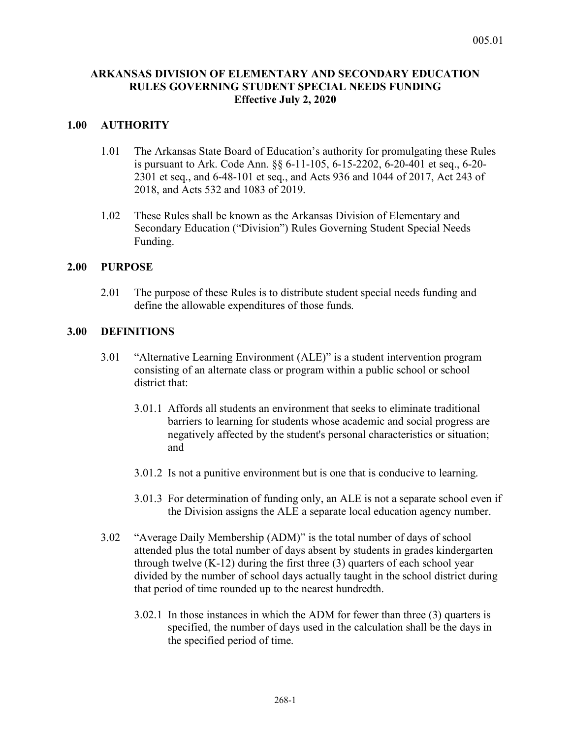# ARKANSAS DIVISION OF ELEMENTARY AND SECONDARY EDUCATION RULES GOVERNING STUDENT SPECIAL NEEDS FUNDING

**Effective July 2, 2020**

## 1.00 AUTHORITY

1.01 The Arkansas State Board of Education's authority for promulgating these Rules is pursuant to Ark. Code Ann. §§ 6-11-105, 6-15-2202, 6-20-401 et seq., 6-20-2301 et seq., and 6-48-101 et seq., and Acts 936 and 1044 of 2017, Act 243 of 2018, and Acts 532 and 1083 of 2019.

1.02 These Rules shall be known as the Arkansas Division of Elementary and Secondary Education ("Division") Rules Governing Student Special Needs Funding.

## 2.00 PURPOSE

2.01 The purpose of these Rules is to distribute student special needs funding and define the allowable expenditures of those funds.

## 3.00 DEFINITIONS

3.01 "Alternative Learning Environment (ALE)" is a student intervention program consisting of an alternate class or program within a public school or school district that:

3.01.1 Affords all students an environment that seeks to eliminate traditional barriers to learning for students whose academic and social progress are negatively affected by the student's personal characteristics or situation; and

3.01.2 Is not a punitive environment but is one that is conducive to learning.

3.01.3 For determination of funding only, an ALE is not a separate school even if the Division assigns the ALE a separate local education agency number.

3.02 "Average Daily Membership (ADM)" is the total number of days of school attended plus the total number of days absent by students in grades kindergarten through twelve (K-12) during the first three (3) quarters of each school year divided by the number of school days actually taught in the school district during that period of time rounded up to the nearest hundredth.

3.02.1 In those instances in which the ADM for fewer than three (3) quarters is specified, the number of days used in the calculation shall be the days in the specified period of time.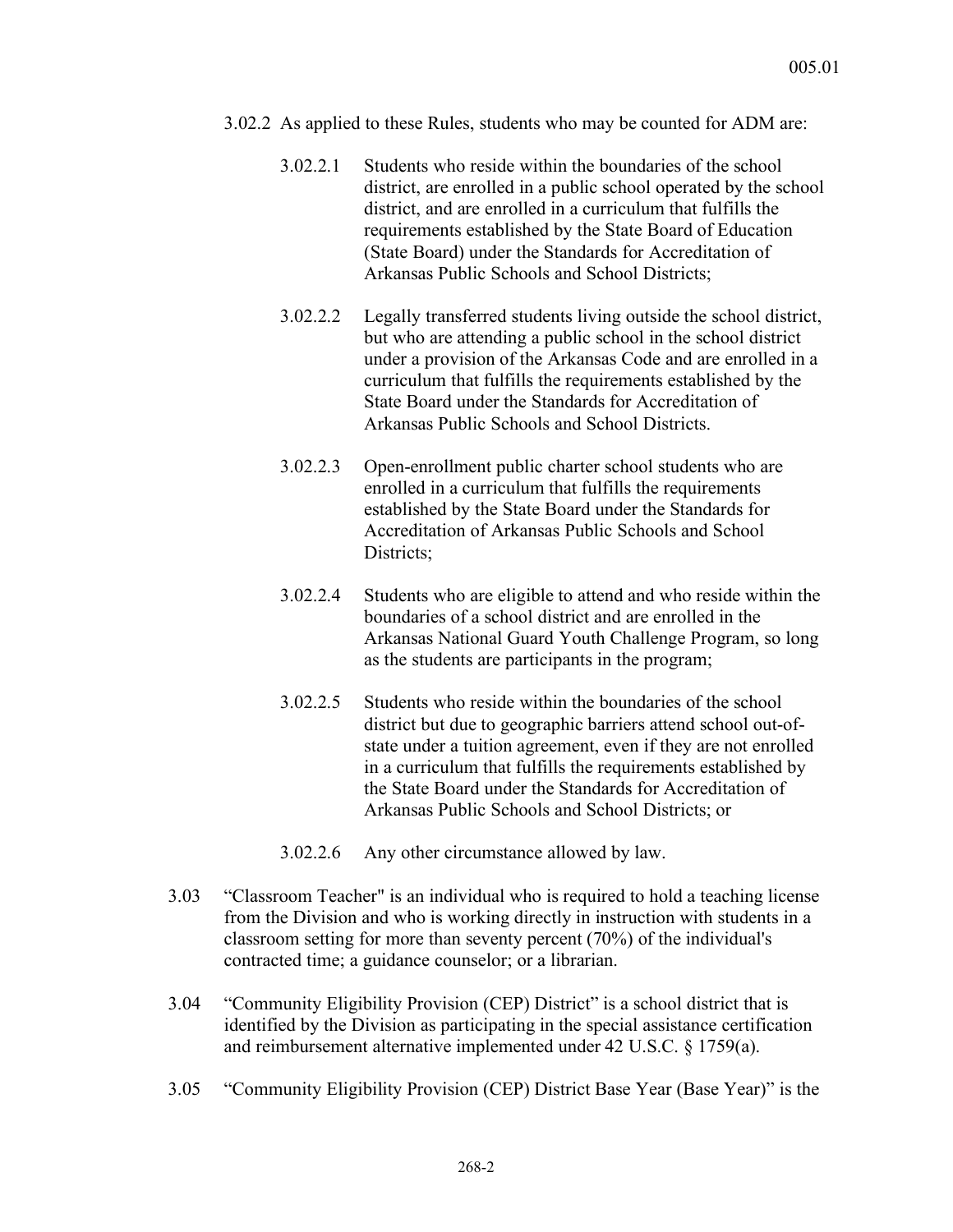3.02.2 As applied to these Rules, students who may be counted for ADM are:

3.02.2.1 Students who reside within the boundaries of the school district, are enrolled in a public school operated by the school district, and are enrolled in a curriculum that fulfills the requirements established by the State Board of Education (State Board) under the Standards for Accreditation of Arkansas Public Schools and School Districts;

3.02.2.2 Legally transferred students living outside the school district, but who are attending a public school in the school district under a provision of the Arkansas Code and are enrolled in a curriculum that fulfills the requirements established by the State Board under the Standards for Accreditation of Arkansas Public Schools and School Districts.

3.02.2.3 Open-enrollment public charter school students who are enrolled in a curriculum that fulfills the requirements established by the State Board under the Standards for Accreditation of Arkansas Public Schools and School Districts;

3.02.2.4 Students who are eligible to attend and who reside within the boundaries of a school district and are enrolled in the Arkansas National Guard Youth Challenge Program, so long as the students are participants in the program;

3.02.2.5 Students who reside within the boundaries of the school district but due to geographic barriers attend school out-of-state under a tuition agreement, even if they are not enrolled in a curriculum that fulfills the requirements established by the State Board under the Standards for Accreditation of Arkansas Public Schools and School Districts; or

3.02.2.6 Any other circumstance allowed by law.

3.03 "Classroom Teacher" is an individual who is required to hold a teaching license from the Division and who is working directly in instruction with students in a classroom setting for more than seventy percent (70%) of the individual's contracted time; a guidance counselor; or a librarian.

3.04 "Community Eligibility Provision (CEP) District" is a school district that is identified by the Division as participating in the special assistance certification and reimbursement alternative implemented under 42 U.S.C. § 1759(a).

3.05 "Community Eligibility Provision (CEP) District Base Year (Base Year)" is the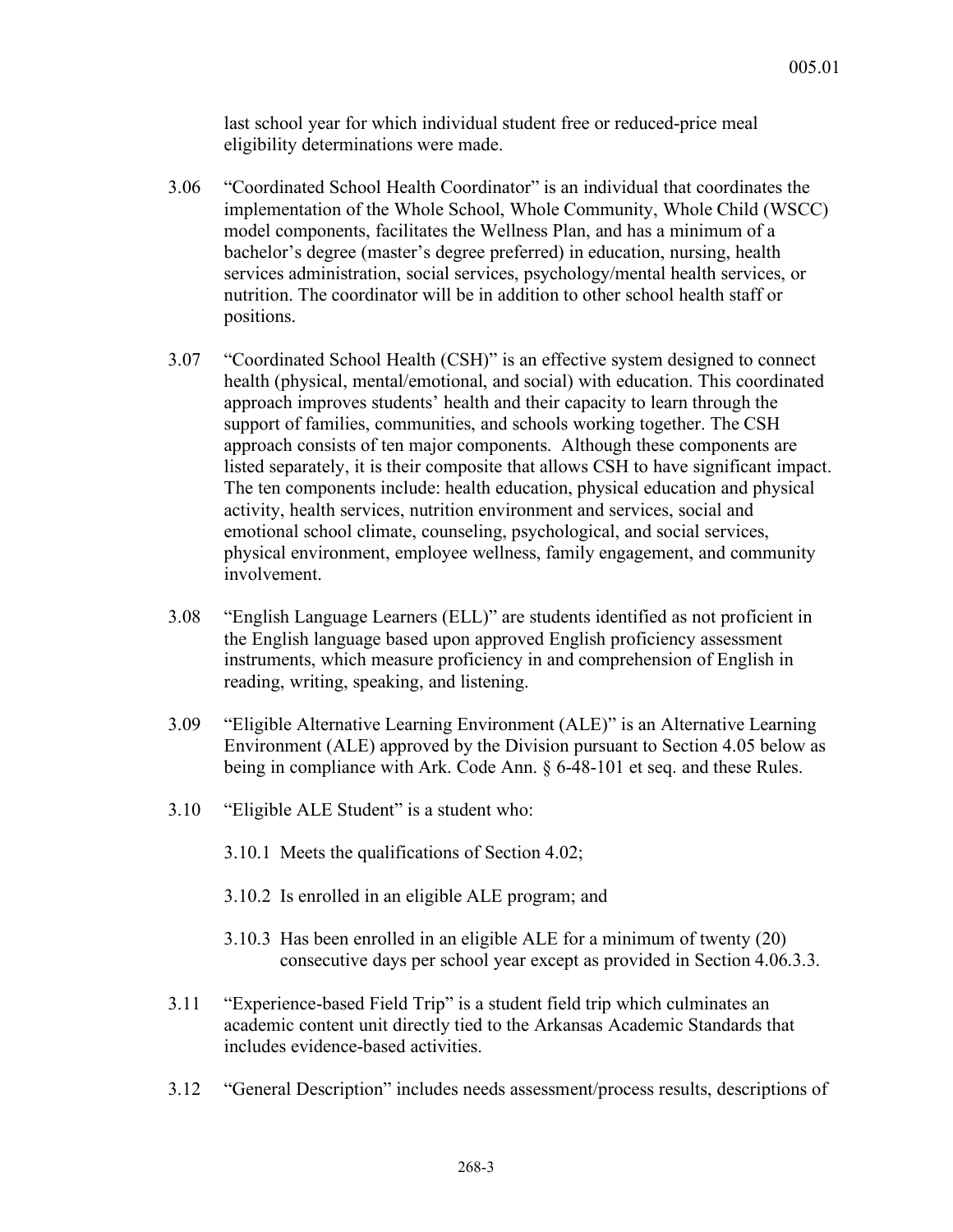last school year for which individual student free or reduced-price meal eligibility determinations were made.

3.06 "Coordinated School Health Coordinator" is an individual that coordinates the implementation of the Whole School, Whole Community, Whole Child (WSCC) model components, facilitates the Wellness Plan, and has a minimum of a bachelor's degree (master's degree preferred) in education, nursing, health services administration, social services, psychology/mental health services, or nutrition. The coordinator will be in addition to other school health staff or positions.

3.07 "Coordinated School Health (CSH)" is an effective system designed to connect health (physical, mental/emotional, and social) with education. This coordinated approach improves students' health and their capacity to learn through the support of families, communities, and schools working together. The CSH approach consists of ten major components. Although these components are listed separately, it is their composite that allows CSH to have significant impact. The ten components include: health education, physical education and physical activity, health services, nutrition environment and services, social and emotional school climate, counseling, psychological, and social services, physical environment, employee wellness, family engagement, and community involvement.

3.08 "English Language Learners (ELL)" are students identified as not proficient in the English language based upon approved English proficiency assessment instruments, which measure proficiency in and comprehension of English in reading, writing, speaking, and listening.

3.09 "Eligible Alternative Learning Environment (ALE)" is an Alternative Learning Environment (ALE) approved by the Division pursuant to Section 4.05 below as being in compliance with Ark. Code Ann. § 6-48-101 et seq. and these Rules.

3.10 "Eligible ALE Student" is a student who:

3.10.1 Meets the qualifications of Section 4.02;

3.10.2 Is enrolled in an eligible ALE program; and

3.10.3 Has been enrolled in an eligible ALE for a minimum of twenty (20) consecutive days per school year except as provided in Section 4.06.3.3.

3.11 "Experience-based Field Trip" is a student field trip which culminates an academic content unit directly tied to the Arkansas Academic Standards that includes evidence-based activities.

3.12 "General Description" includes needs assessment/process results, descriptions of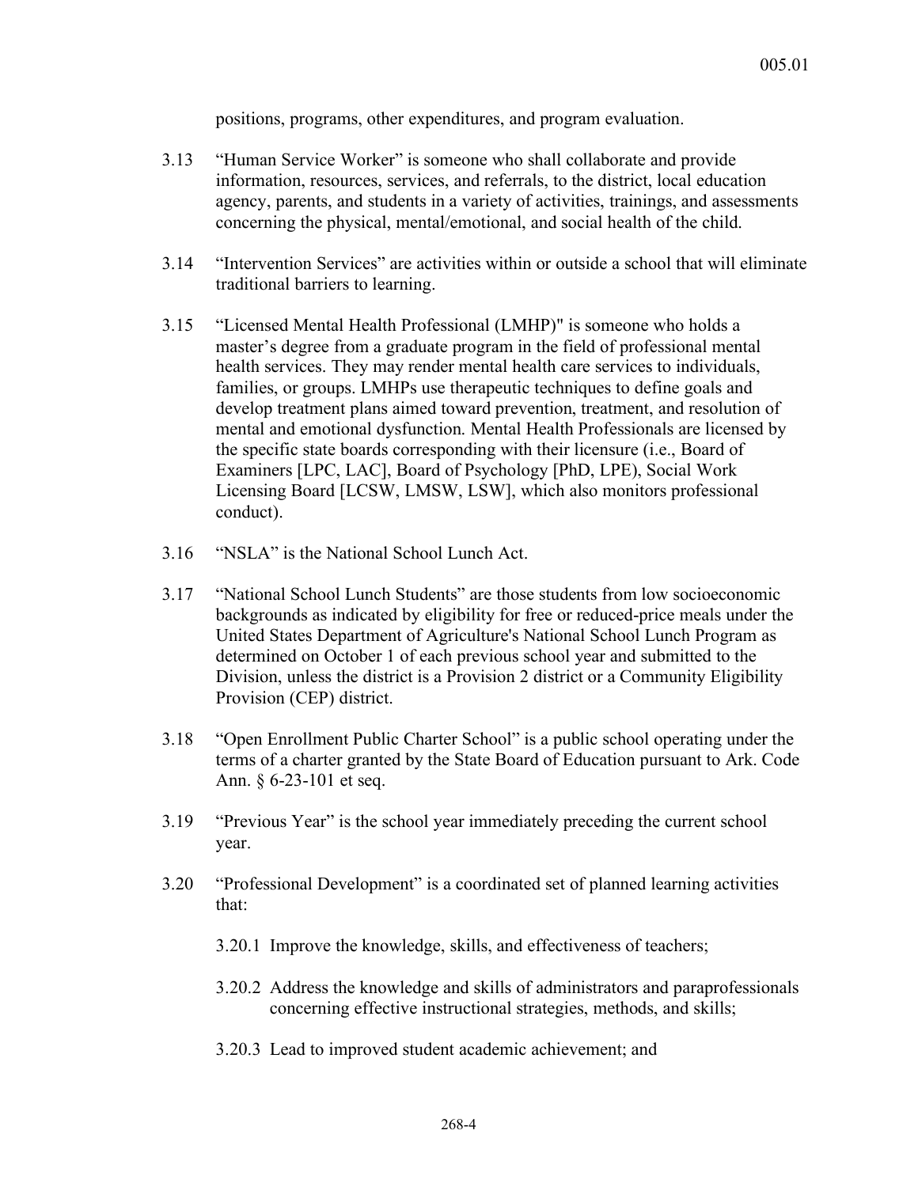positions, programs, other expenditures, and program evaluation.

3.13 "Human Service Worker" is someone who shall collaborate and provide information, resources, services, and referrals, to the district, local education agency, parents, and students in a variety of activities, trainings, and assessments concerning the physical, mental/emotional, and social health of the child.

3.14 "Intervention Services" are activities within or outside a school that will eliminate traditional barriers to learning.

3.15 "Licensed Mental Health Professional (LMHP)" is someone who holds a master's degree from a graduate program in the field of professional mental health services. They may render mental health care services to individuals, families, or groups. LMHPs use therapeutic techniques to define goals and develop treatment plans aimed toward prevention, treatment, and resolution of mental and emotional dysfunction. Mental Health Professionals are licensed by the specific state boards corresponding with their licensure (i.e., Board of Examiners [LPC, LAC], Board of Psychology [PhD, LPE), Social Work Licensing Board [LCSW, LMSW, LSW], which also monitors professional conduct).

3.16 "NSLA" is the National School Lunch Act.

3.17 "National School Lunch Students" are those students from low socioeconomic backgrounds as indicated by eligibility for free or reduced-price meals under the United States Department of Agriculture's National School Lunch Program as determined on October 1 of each previous school year and submitted to the Division, unless the district is a Provision 2 district or a Community Eligibility Provision (CEP) district.

3.18 "Open Enrollment Public Charter School" is a public school operating under the terms of a charter granted by the State Board of Education pursuant to Ark. Code Ann. § 6-23-101 et seq.

3.19 "Previous Year" is the school year immediately preceding the current school year.

3.20 "Professional Development" is a coordinated set of planned learning activities that:

3.20.1 Improve the knowledge, skills, and effectiveness of teachers;

3.20.2 Address the knowledge and skills of administrators and paraprofessionals concerning effective instructional strategies, methods, and skills;

3.20.3 Lead to improved student academic achievement; and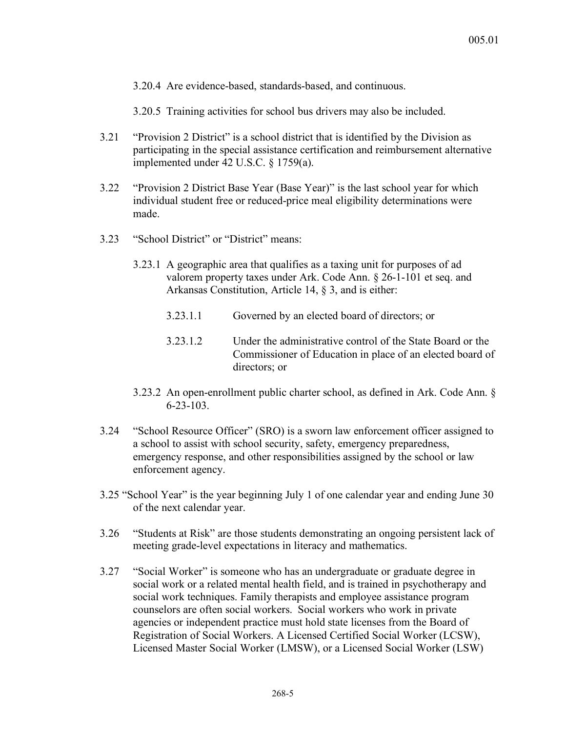3.20.4 Are evidence-based, standards-based, and continuous.

3.20.5 Training activities for school bus drivers may also be included.

3.21 "Provision 2 District" is a school district that is identified by the Division as participating in the special assistance certification and reimbursement alternative implemented under 42 U.S.C. § 1759(a).

3.22 "Provision 2 District Base Year (Base Year)" is the last school year for which individual student free or reduced-price meal eligibility determinations were made.

3.23 "School District" or "District" means:

3.23.1 A geographic area that qualifies as a taxing unit for purposes of ad valorem property taxes under Ark. Code Ann. § 26-1-101 et seq. and Arkansas Constitution, Article 14, § 3, and is either:

3.23.1.1 Governed by an elected board of directors; or

3.23.1.2 Under the administrative control of the State Board or the Commissioner of Education in place of an elected board of directors; or

3.23.2 An open-enrollment public charter school, as defined in Ark. Code Ann. § 6-23-103.

3.24 "School Resource Officer" (SRO) is a sworn law enforcement officer assigned to a school to assist with school security, safety, emergency preparedness, emergency response, and other responsibilities assigned by the school or law enforcement agency.

3.25 "School Year" is the year beginning July 1 of one calendar year and ending June 30 of the next calendar year.

3.26 "Students at Risk" are those students demonstrating an ongoing persistent lack of meeting grade-level expectations in literacy and mathematics.

3.27 "Social Worker" is someone who has an undergraduate or graduate degree in social work or a related mental health field, and is trained in psychotherapy and social work techniques. Family therapists and employee assistance program counselors are often social workers. Social workers who work in private agencies or independent practice must hold state licenses from the Board of Registration of Social Workers. A Licensed Certified Social Worker (LCSW), Licensed Master Social Worker (LMSW), or a Licensed Social Worker (LSW)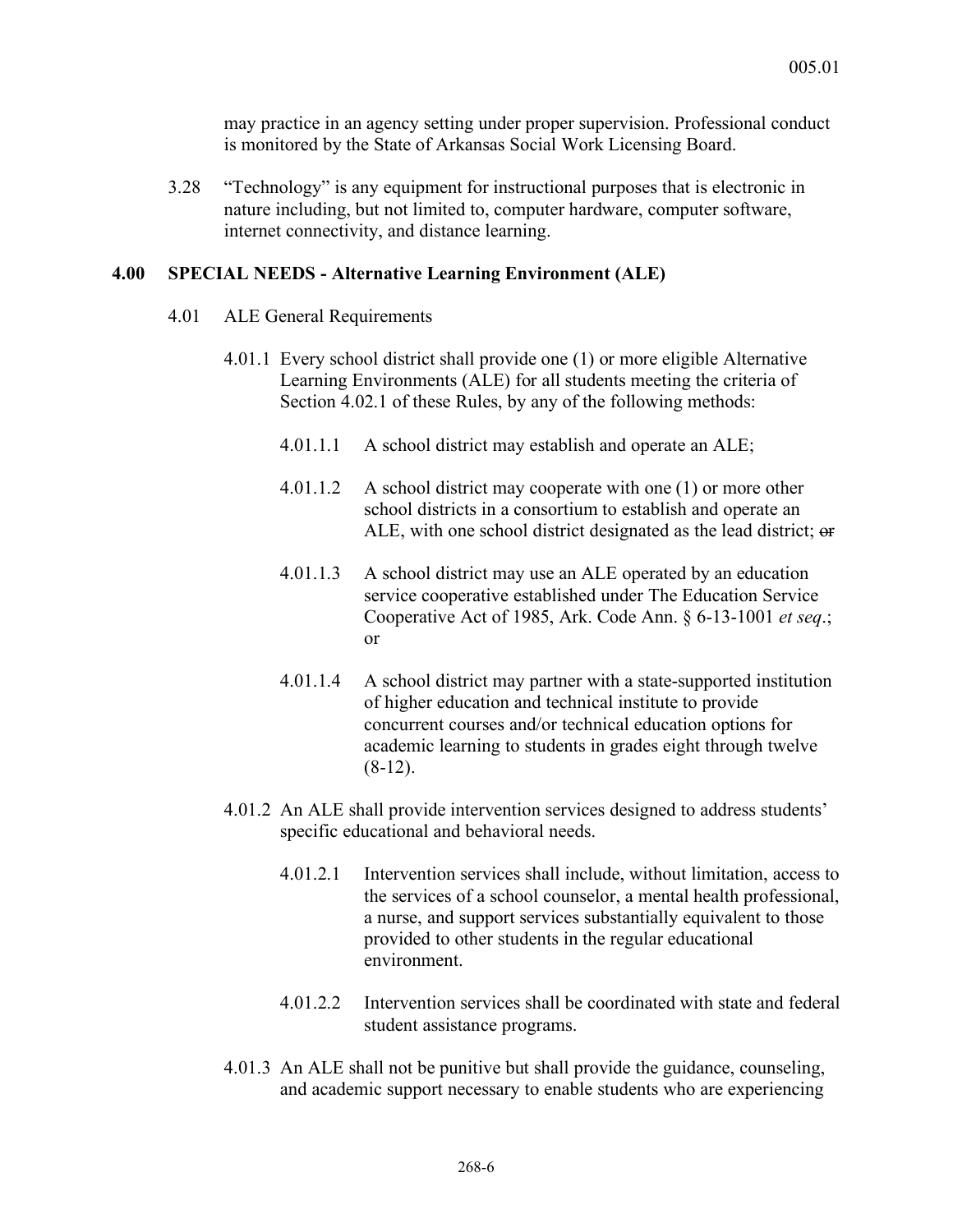may practice in an agency setting under proper supervision. Professional conduct is monitored by the State of Arkansas Social Work Licensing Board.

3.28 "Technology" is any equipment for instructional purposes that is electronic in nature including, but not limited to, computer hardware, computer software, internet connectivity, and distance learning.

## 4.00 SPECIAL NEEDS - Alternative Learning Environment (ALE)

4.01 ALE General Requirements

4.01.1 Every school district shall provide one (1) or more eligible Alternative Learning Environments (ALE) for all students meeting the criteria of Section 4.02.1 of these Rules, by any of the following methods:

4.01.1.1 A school district may establish and operate an ALE;

4.01.1.2 A school district may cooperate with one (1) or more other school districts in a consortium to establish and operate an ALE, with one school district designated as the lead district; ~~or~~

4.01.1.3 A school district may use an ALE operated by an education service cooperative established under The Education Service Cooperative Act of 1985, Ark. Code Ann. § 6-13-1001 *et seq*.; or

4.01.1.4 A school district may partner with a state-supported institution of higher education and technical institute to provide concurrent courses and/or technical education options for academic learning to students in grades eight through twelve (8-12).

4.01.2 An ALE shall provide intervention services designed to address students' specific educational and behavioral needs.

4.01.2.1 Intervention services shall include, without limitation, access to the services of a school counselor, a mental health professional, a nurse, and support services substantially equivalent to those provided to other students in the regular educational environment.

4.01.2.2 Intervention services shall be coordinated with state and federal student assistance programs.

4.01.3 An ALE shall not be punitive but shall provide the guidance, counseling, and academic support necessary to enable students who are experiencing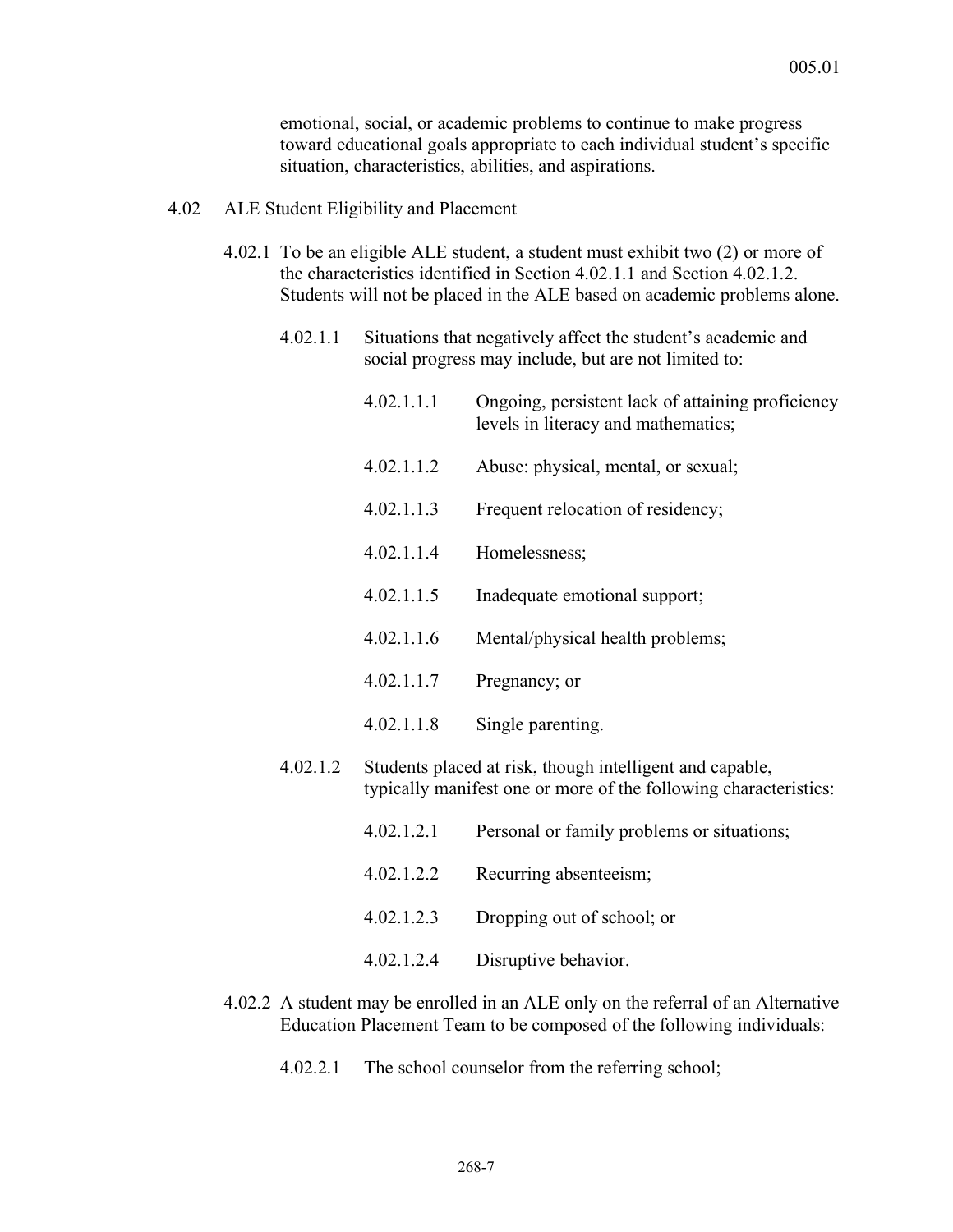emotional, social, or academic problems to continue to make progress toward educational goals appropriate to each individual student's specific situation, characteristics, abilities, and aspirations.

4.02 ALE Student Eligibility and Placement

4.02.1 To be an eligible ALE student, a student must exhibit two (2) or more of the characteristics identified in Section 4.02.1.1 and Section 4.02.1.2. Students will not be placed in the ALE based on academic problems alone.

4.02.1.1 Situations that negatively affect the student's academic and social progress may include, but are not limited to:

4.02.1.1.1 Ongoing, persistent lack of attaining proficiency levels in literacy and mathematics;

4.02.1.1.2 Abuse: physical, mental, or sexual;

4.02.1.1.3 Frequent relocation of residency;

4.02.1.1.4 Homelessness;

4.02.1.1.5 Inadequate emotional support;

4.02.1.1.6 Mental/physical health problems;

4.02.1.1.7 Pregnancy; or

4.02.1.1.8 Single parenting.

4.02.1.2 Students placed at risk, though intelligent and capable, typically manifest one or more of the following characteristics:

4.02.1.2.1 Personal or family problems or situations;

4.02.1.2.2 Recurring absenteeism;

4.02.1.2.3 Dropping out of school; or

4.02.1.2.4 Disruptive behavior.

4.02.2 A student may be enrolled in an ALE only on the referral of an Alternative Education Placement Team to be composed of the following individuals:

4.02.2.1 The school counselor from the referring school;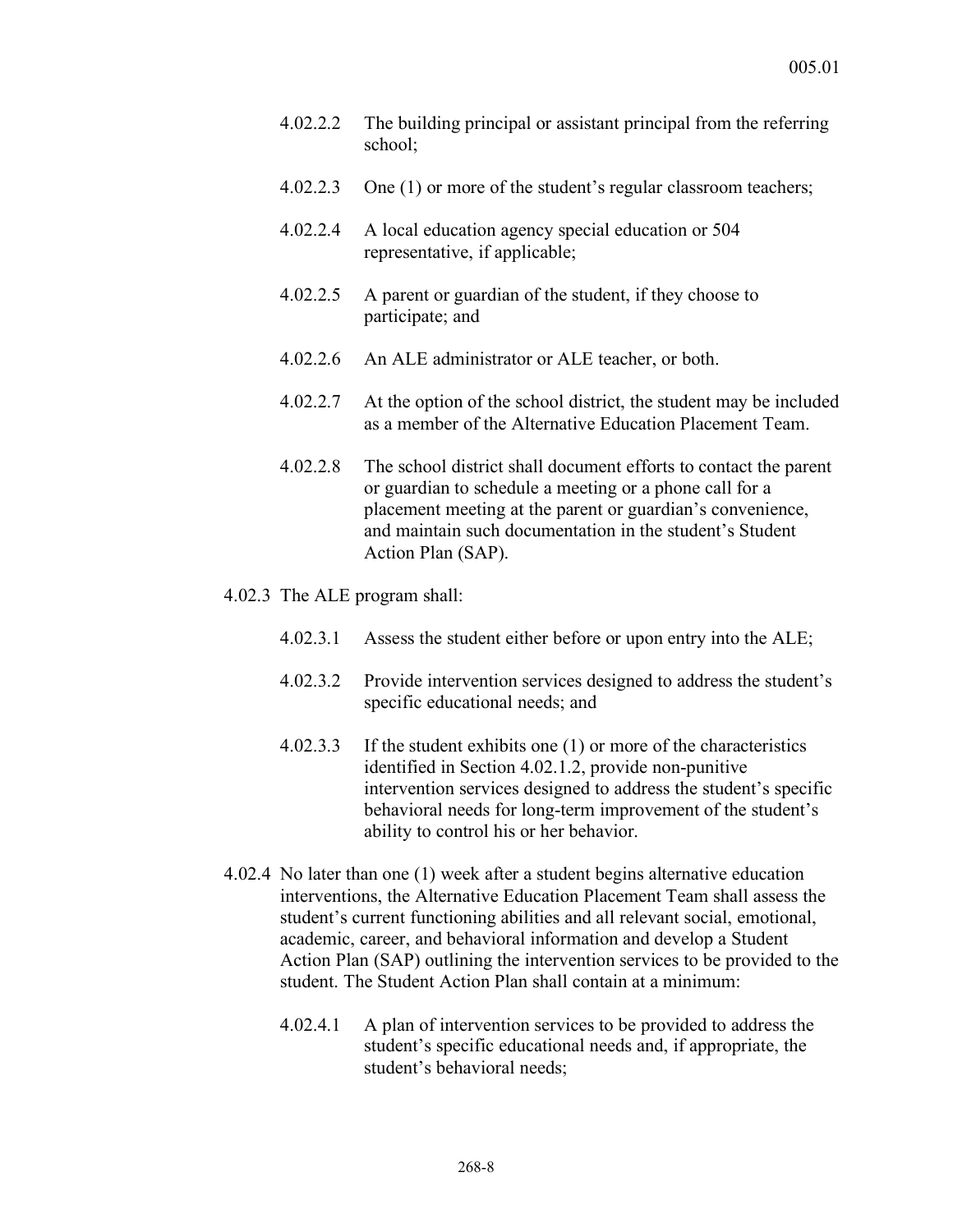4.02.2.2 The building principal or assistant principal from the referring school;

4.02.2.3 One (1) or more of the student's regular classroom teachers;

4.02.2.4 A local education agency special education or 504 representative, if applicable;

4.02.2.5 A parent or guardian of the student, if they choose to participate; and

4.02.2.6 An ALE administrator or ALE teacher, or both.

4.02.2.7 At the option of the school district, the student may be included as a member of the Alternative Education Placement Team.

4.02.2.8 The school district shall document efforts to contact the parent or guardian to schedule a meeting or a phone call for a placement meeting at the parent or guardian's convenience, and maintain such documentation in the student's Student Action Plan (SAP).

4.02.3 The ALE program shall:

4.02.3.1 Assess the student either before or upon entry into the ALE;

4.02.3.2 Provide intervention services designed to address the student's specific educational needs; and

4.02.3.3 If the student exhibits one (1) or more of the characteristics identified in Section 4.02.1.2, provide non-punitive intervention services designed to address the student's specific behavioral needs for long-term improvement of the student's ability to control his or her behavior.

4.02.4 No later than one (1) week after a student begins alternative education interventions, the Alternative Education Placement Team shall assess the student's current functioning abilities and all relevant social, emotional, academic, career, and behavioral information and develop a Student Action Plan (SAP) outlining the intervention services to be provided to the student. The Student Action Plan shall contain at a minimum:

4.02.4.1 A plan of intervention services to be provided to address the student's specific educational needs and, if appropriate, the student's behavioral needs;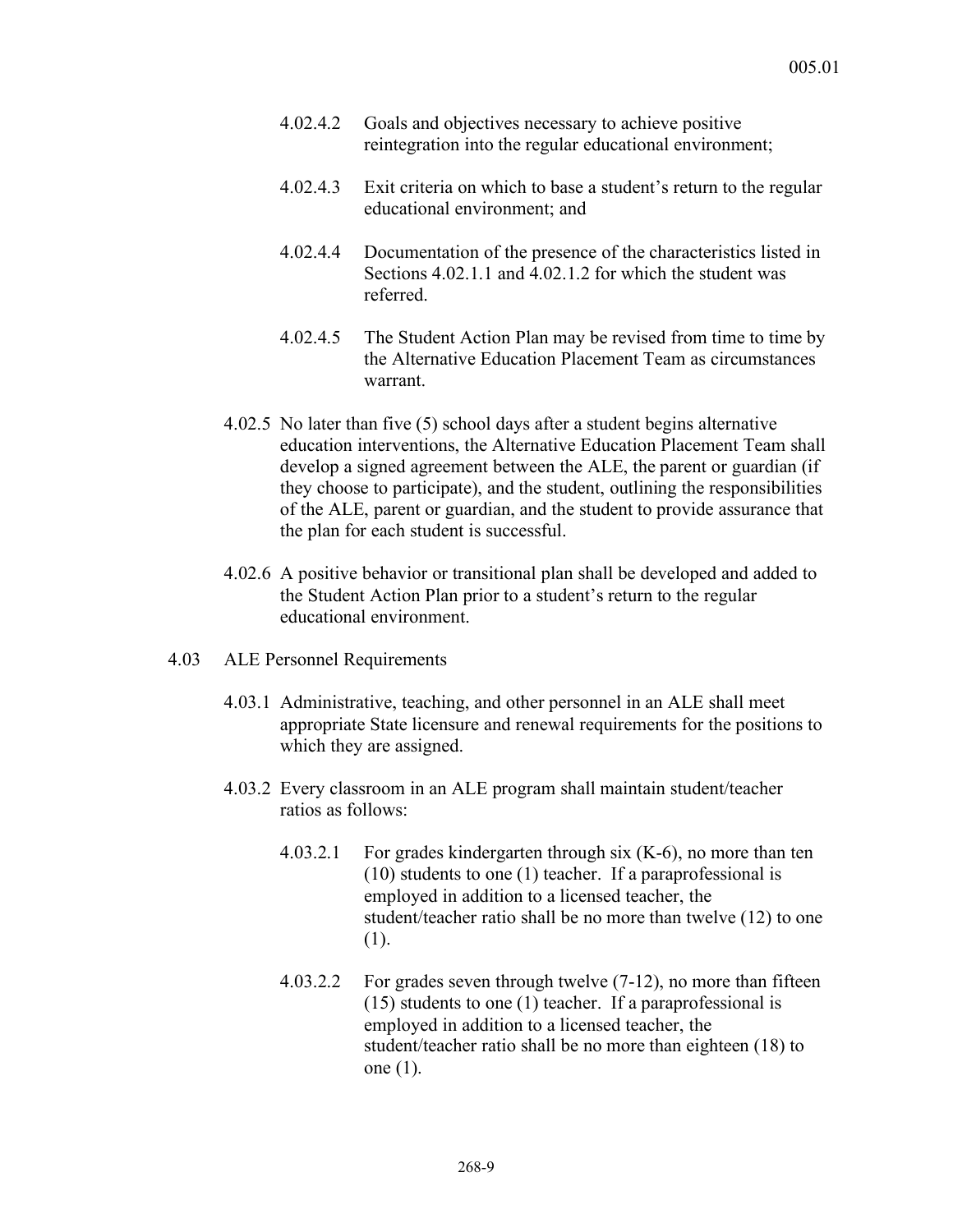4.02.4.2 Goals and objectives necessary to achieve positive reintegration into the regular educational environment;

4.02.4.3 Exit criteria on which to base a student's return to the regular educational environment; and

4.02.4.4 Documentation of the presence of the characteristics listed in Sections 4.02.1.1 and 4.02.1.2 for which the student was referred.

4.02.4.5 The Student Action Plan may be revised from time to time by the Alternative Education Placement Team as circumstances warrant.

4.02.5 No later than five (5) school days after a student begins alternative education interventions, the Alternative Education Placement Team shall develop a signed agreement between the ALE, the parent or guardian (if they choose to participate), and the student, outlining the responsibilities of the ALE, parent or guardian, and the student to provide assurance that the plan for each student is successful.

4.02.6 A positive behavior or transitional plan shall be developed and added to the Student Action Plan prior to a student's return to the regular educational environment.

4.03 ALE Personnel Requirements

4.03.1 Administrative, teaching, and other personnel in an ALE shall meet appropriate State licensure and renewal requirements for the positions to which they are assigned.

4.03.2 Every classroom in an ALE program shall maintain student/teacher ratios as follows:

4.03.2.1 For grades kindergarten through six (K-6), no more than ten (10) students to one (1) teacher. If a paraprofessional is employed in addition to a licensed teacher, the student/teacher ratio shall be no more than twelve (12) to one (1).

4.03.2.2 For grades seven through twelve (7-12), no more than fifteen (15) students to one (1) teacher. If a paraprofessional is employed in addition to a licensed teacher, the student/teacher ratio shall be no more than eighteen (18) to one (1).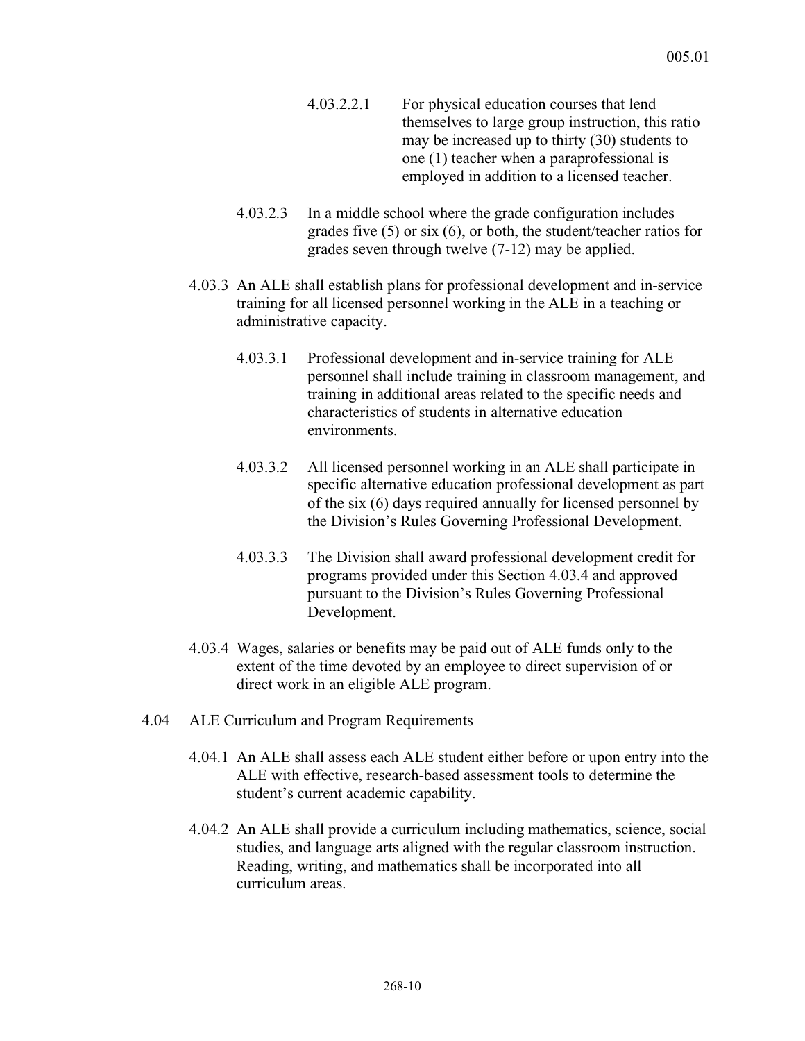4.03.2.2.1 For physical education courses that lend themselves to large group instruction, this ratio may be increased up to thirty (30) students to one (1) teacher when a paraprofessional is employed in addition to a licensed teacher.

4.03.2.3 In a middle school where the grade configuration includes grades five (5) or six (6), or both, the student/teacher ratios for grades seven through twelve (7-12) may be applied.

4.03.3 An ALE shall establish plans for professional development and in-service training for all licensed personnel working in the ALE in a teaching or administrative capacity.

4.03.3.1 Professional development and in-service training for ALE personnel shall include training in classroom management, and training in additional areas related to the specific needs and characteristics of students in alternative education environments.

4.03.3.2 All licensed personnel working in an ALE shall participate in specific alternative education professional development as part of the six (6) days required annually for licensed personnel by the Division's Rules Governing Professional Development.

4.03.3.3 The Division shall award professional development credit for programs provided under this Section 4.03.4 and approved pursuant to the Division's Rules Governing Professional Development.

4.03.4 Wages, salaries or benefits may be paid out of ALE funds only to the extent of the time devoted by an employee to direct supervision of or direct work in an eligible ALE program.

4.04 ALE Curriculum and Program Requirements

4.04.1 An ALE shall assess each ALE student either before or upon entry into the ALE with effective, research-based assessment tools to determine the student's current academic capability.

4.04.2 An ALE shall provide a curriculum including mathematics, science, social studies, and language arts aligned with the regular classroom instruction. Reading, writing, and mathematics shall be incorporated into all curriculum areas.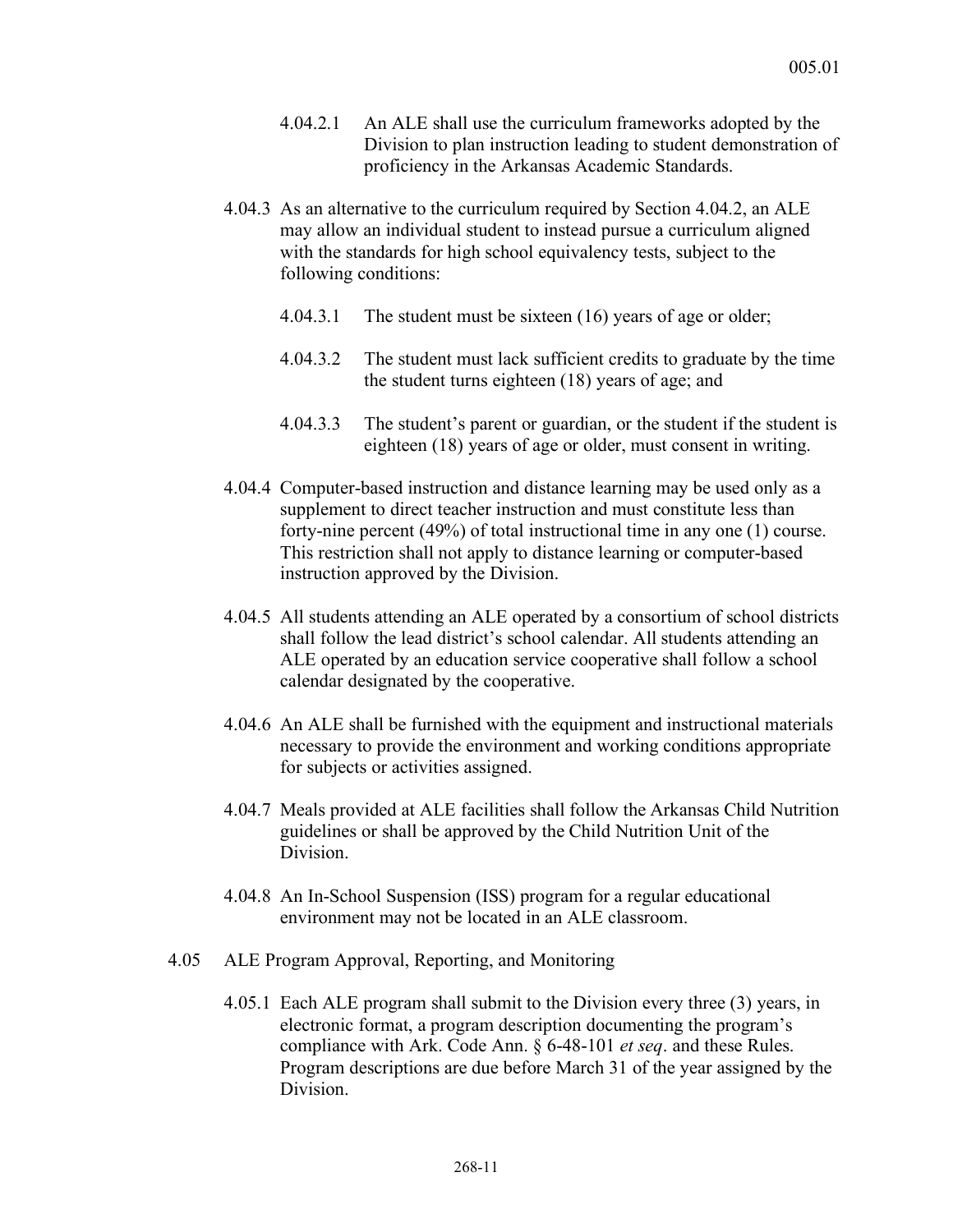4.04.2.1 An ALE shall use the curriculum frameworks adopted by the Division to plan instruction leading to student demonstration of proficiency in the Arkansas Academic Standards.

4.04.3 As an alternative to the curriculum required by Section 4.04.2, an ALE may allow an individual student to instead pursue a curriculum aligned with the standards for high school equivalency tests, subject to the following conditions:

4.04.3.1 The student must be sixteen (16) years of age or older;

4.04.3.2 The student must lack sufficient credits to graduate by the time the student turns eighteen (18) years of age; and

4.04.3.3 The student's parent or guardian, or the student if the student is eighteen (18) years of age or older, must consent in writing.

4.04.4 Computer-based instruction and distance learning may be used only as a supplement to direct teacher instruction and must constitute less than forty-nine percent (49%) of total instructional time in any one (1) course. This restriction shall not apply to distance learning or computer-based instruction approved by the Division.

4.04.5 All students attending an ALE operated by a consortium of school districts shall follow the lead district's school calendar. All students attending an ALE operated by an education service cooperative shall follow a school calendar designated by the cooperative.

4.04.6 An ALE shall be furnished with the equipment and instructional materials necessary to provide the environment and working conditions appropriate for subjects or activities assigned.

4.04.7 Meals provided at ALE facilities shall follow the Arkansas Child Nutrition guidelines or shall be approved by the Child Nutrition Unit of the Division.

4.04.8 An In-School Suspension (ISS) program for a regular educational environment may not be located in an ALE classroom.

4.05 ALE Program Approval, Reporting, and Monitoring

4.05.1 Each ALE program shall submit to the Division every three (3) years, in electronic format, a program description documenting the program's compliance with Ark. Code Ann. § 6-48-101 *et seq*. and these Rules. Program descriptions are due before March 31 of the year assigned by the Division.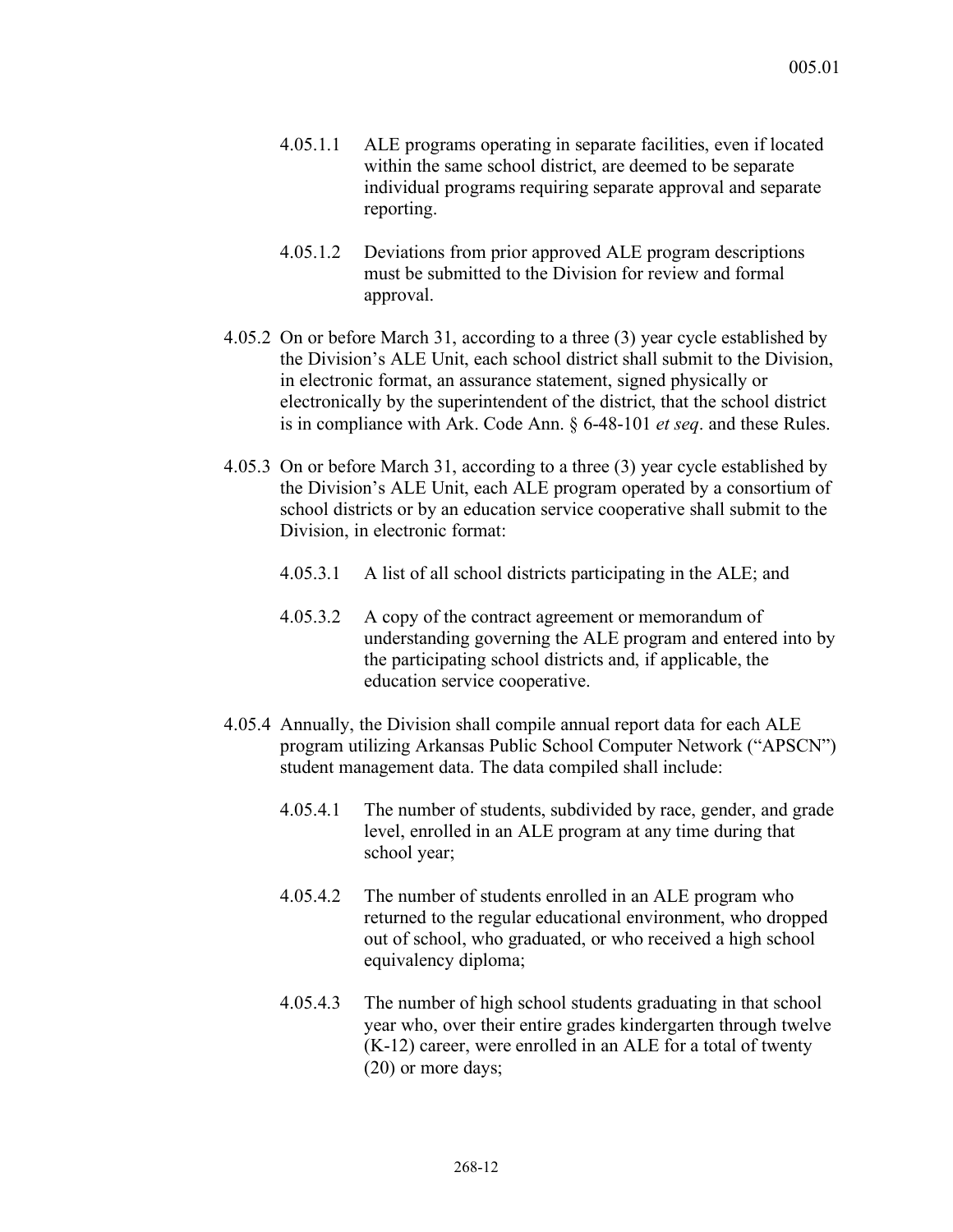4.05.1.1 ALE programs operating in separate facilities, even if located within the same school district, are deemed to be separate individual programs requiring separate approval and separate reporting.

4.05.1.2 Deviations from prior approved ALE program descriptions must be submitted to the Division for review and formal approval.

4.05.2 On or before March 31, according to a three (3) year cycle established by the Division's ALE Unit, each school district shall submit to the Division, in electronic format, an assurance statement, signed physically or electronically by the superintendent of the district, that the school district is in compliance with Ark. Code Ann. § 6-48-101 *et seq*. and these Rules.

4.05.3 On or before March 31, according to a three (3) year cycle established by the Division's ALE Unit, each ALE program operated by a consortium of school districts or by an education service cooperative shall submit to the Division, in electronic format:

4.05.3.1 A list of all school districts participating in the ALE; and

4.05.3.2 A copy of the contract agreement or memorandum of understanding governing the ALE program and entered into by the participating school districts and, if applicable, the education service cooperative.

4.05.4 Annually, the Division shall compile annual report data for each ALE program utilizing Arkansas Public School Computer Network ("APSCN") student management data. The data compiled shall include:

4.05.4.1 The number of students, subdivided by race, gender, and grade level, enrolled in an ALE program at any time during that school year;

4.05.4.2 The number of students enrolled in an ALE program who returned to the regular educational environment, who dropped out of school, who graduated, or who received a high school equivalency diploma;

4.05.4.3 The number of high school students graduating in that school year who, over their entire grades kindergarten through twelve (K-12) career, were enrolled in an ALE for a total of twenty (20) or more days;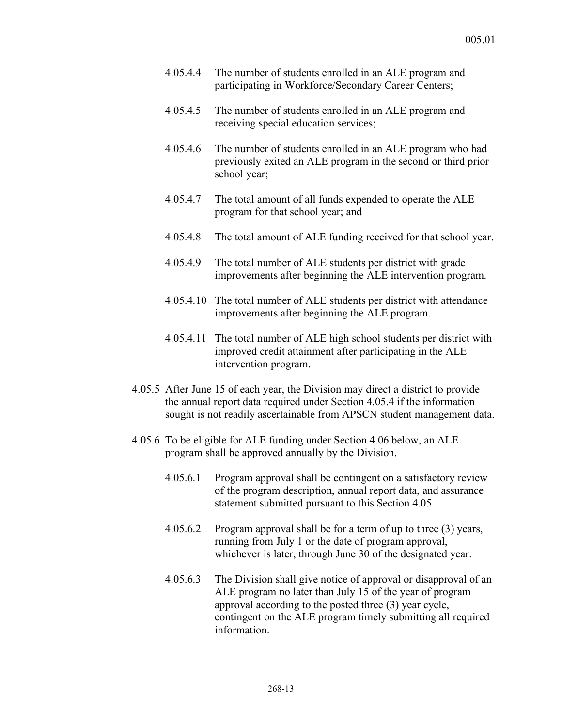4.05.4.4 The number of students enrolled in an ALE program and participating in Workforce/Secondary Career Centers;

4.05.4.5 The number of students enrolled in an ALE program and receiving special education services;

4.05.4.6 The number of students enrolled in an ALE program who had previously exited an ALE program in the second or third prior school year;

4.05.4.7 The total amount of all funds expended to operate the ALE program for that school year; and

4.05.4.8 The total amount of ALE funding received for that school year.

4.05.4.9 The total number of ALE students per district with grade improvements after beginning the ALE intervention program.

4.05.4.10 The total number of ALE students per district with attendance improvements after beginning the ALE program.

4.05.4.11 The total number of ALE high school students per district with improved credit attainment after participating in the ALE intervention program.

4.05.5 After June 15 of each year, the Division may direct a district to provide the annual report data required under Section 4.05.4 if the information sought is not readily ascertainable from APSCN student management data.

4.05.6 To be eligible for ALE funding under Section 4.06 below, an ALE program shall be approved annually by the Division.

4.05.6.1 Program approval shall be contingent on a satisfactory review of the program description, annual report data, and assurance statement submitted pursuant to this Section 4.05.

4.05.6.2 Program approval shall be for a term of up to three (3) years, running from July 1 or the date of program approval, whichever is later, through June 30 of the designated year.

4.05.6.3 The Division shall give notice of approval or disapproval of an ALE program no later than July 15 of the year of program approval according to the posted three (3) year cycle, contingent on the ALE program timely submitting all required information.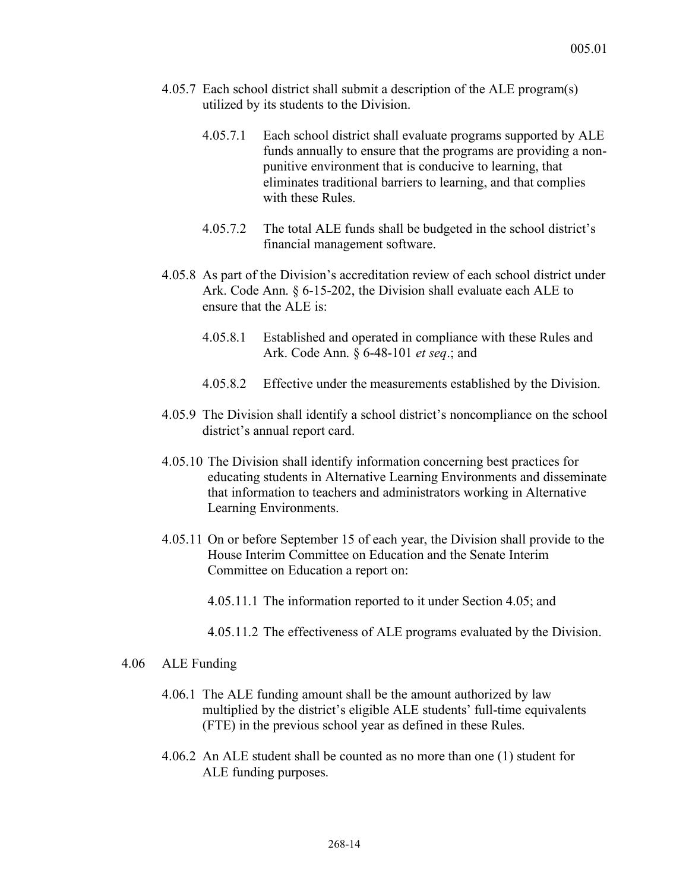4.05.7 Each school district shall submit a description of the ALE program(s) utilized by its students to the Division.

4.05.7.1 Each school district shall evaluate programs supported by ALE funds annually to ensure that the programs are providing a non-punitive environment that is conducive to learning, that eliminates traditional barriers to learning, and that complies with these Rules.

4.05.7.2 The total ALE funds shall be budgeted in the school district's financial management software.

4.05.8 As part of the Division's accreditation review of each school district under Ark. Code Ann. § 6-15-202, the Division shall evaluate each ALE to ensure that the ALE is:

4.05.8.1 Established and operated in compliance with these Rules and Ark. Code Ann. § 6-48-101 *et seq*.; and

4.05.8.2 Effective under the measurements established by the Division.

4.05.9 The Division shall identify a school district's noncompliance on the school district's annual report card.

4.05.10 The Division shall identify information concerning best practices for educating students in Alternative Learning Environments and disseminate that information to teachers and administrators working in Alternative Learning Environments.

4.05.11 On or before September 15 of each year, the Division shall provide to the House Interim Committee on Education and the Senate Interim Committee on Education a report on:

4.05.11.1 The information reported to it under Section 4.05; and

4.05.11.2 The effectiveness of ALE programs evaluated by the Division.

4.06 ALE Funding

4.06.1 The ALE funding amount shall be the amount authorized by law multiplied by the district's eligible ALE students' full-time equivalents (FTE) in the previous school year as defined in these Rules.

4.06.2 An ALE student shall be counted as no more than one (1) student for ALE funding purposes.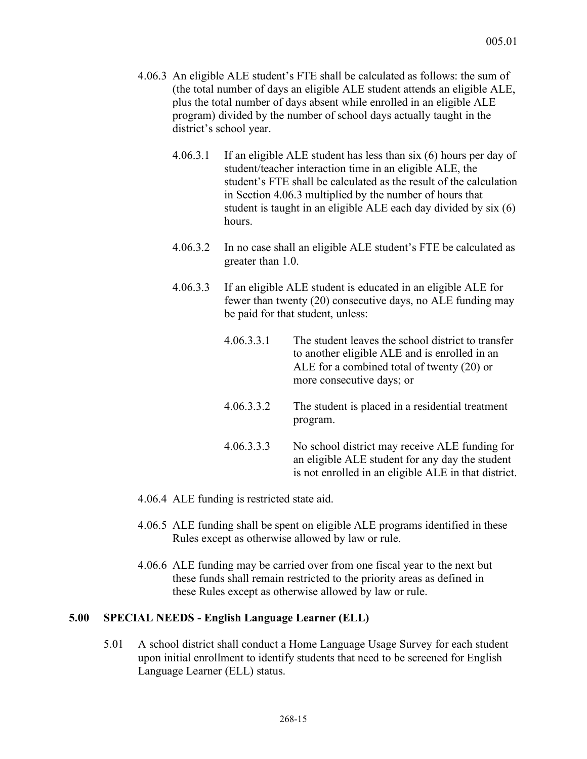4.06.3 An eligible ALE student's FTE shall be calculated as follows: the sum of (the total number of days an eligible ALE student attends an eligible ALE, plus the total number of days absent while enrolled in an eligible ALE program) divided by the number of school days actually taught in the district's school year.

4.06.3.1 If an eligible ALE student has less than six (6) hours per day of student/teacher interaction time in an eligible ALE, the student's FTE shall be calculated as the result of the calculation in Section 4.06.3 multiplied by the number of hours that student is taught in an eligible ALE each day divided by six (6) hours.

4.06.3.2 In no case shall an eligible ALE student's FTE be calculated as greater than 1.0.

4.06.3.3 If an eligible ALE student is educated in an eligible ALE for fewer than twenty (20) consecutive days, no ALE funding may be paid for that student, unless:

4.06.3.3.1 The student leaves the school district to transfer to another eligible ALE and is enrolled in an ALE for a combined total of twenty (20) or more consecutive days; or

4.06.3.3.2 The student is placed in a residential treatment program.

4.06.3.3.3 No school district may receive ALE funding for an eligible ALE student for any day the student is not enrolled in an eligible ALE in that district.

4.06.4 ALE funding is restricted state aid.

4.06.5 ALE funding shall be spent on eligible ALE programs identified in these Rules except as otherwise allowed by law or rule.

4.06.6 ALE funding may be carried over from one fiscal year to the next but these funds shall remain restricted to the priority areas as defined in these Rules except as otherwise allowed by law or rule.

## 5.00 SPECIAL NEEDS - English Language Learner (ELL)

5.01 A school district shall conduct a Home Language Usage Survey for each student upon initial enrollment to identify students that need to be screened for English Language Learner (ELL) status.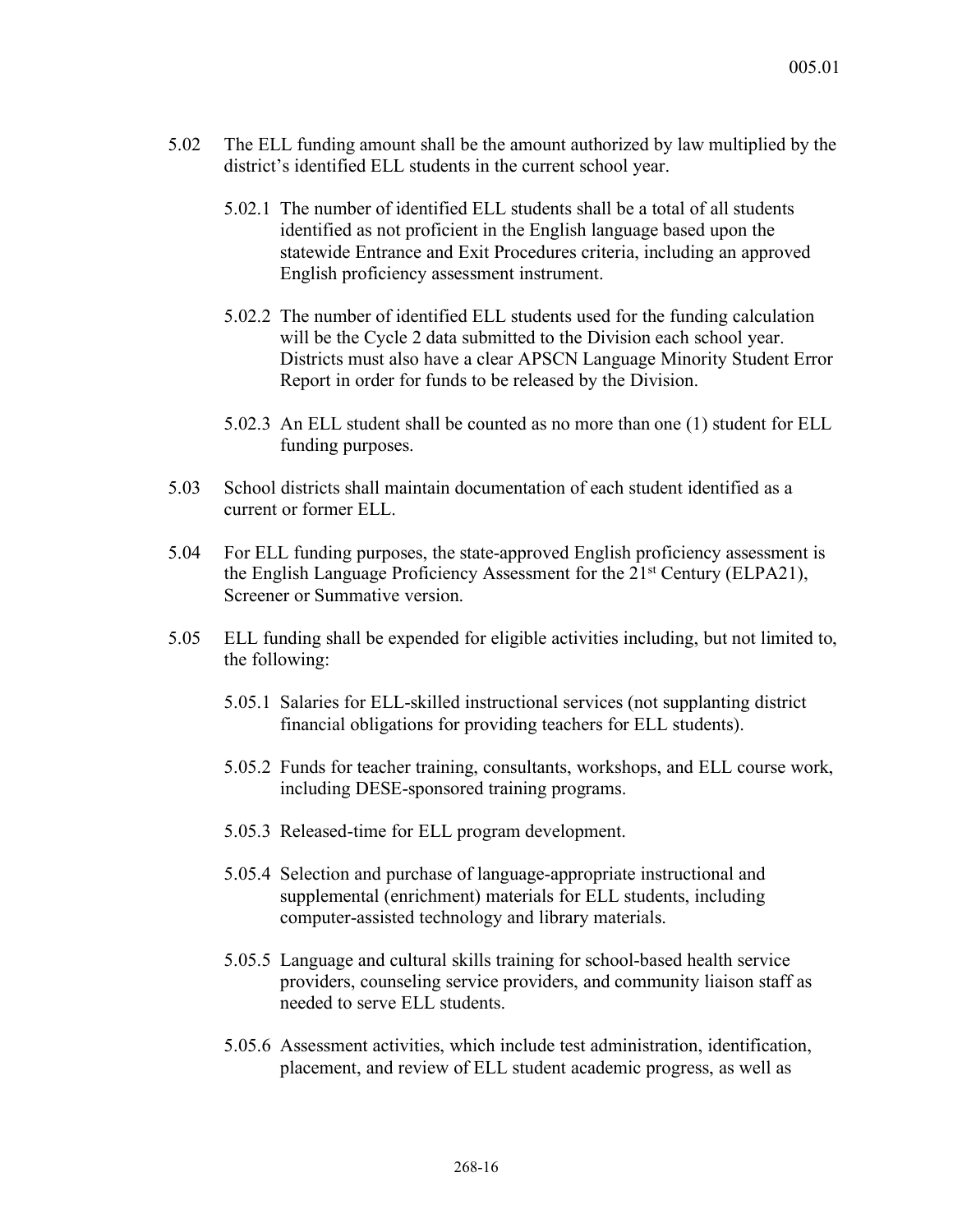5.02 The ELL funding amount shall be the amount authorized by law multiplied by the district's identified ELL students in the current school year.

5.02.1 The number of identified ELL students shall be a total of all students identified as not proficient in the English language based upon the statewide Entrance and Exit Procedures criteria, including an approved English proficiency assessment instrument.

5.02.2 The number of identified ELL students used for the funding calculation will be the Cycle 2 data submitted to the Division each school year. Districts must also have a clear APSCN Language Minority Student Error Report in order for funds to be released by the Division.

5.02.3 An ELL student shall be counted as no more than one (1) student for ELL funding purposes.

5.03 School districts shall maintain documentation of each student identified as a current or former ELL.

5.04 For ELL funding purposes, the state-approved English proficiency assessment is the English Language Proficiency Assessment for the 21st Century (ELPA21), Screener or Summative version.

5.05 ELL funding shall be expended for eligible activities including, but not limited to, the following:

5.05.1 Salaries for ELL-skilled instructional services (not supplanting district financial obligations for providing teachers for ELL students).

5.05.2 Funds for teacher training, consultants, workshops, and ELL course work, including DESE-sponsored training programs.

5.05.3 Released-time for ELL program development.

5.05.4 Selection and purchase of language-appropriate instructional and supplemental (enrichment) materials for ELL students, including computer-assisted technology and library materials.

5.05.5 Language and cultural skills training for school-based health service providers, counseling service providers, and community liaison staff as needed to serve ELL students.

5.05.6 Assessment activities, which include test administration, identification, placement, and review of ELL student academic progress, as well as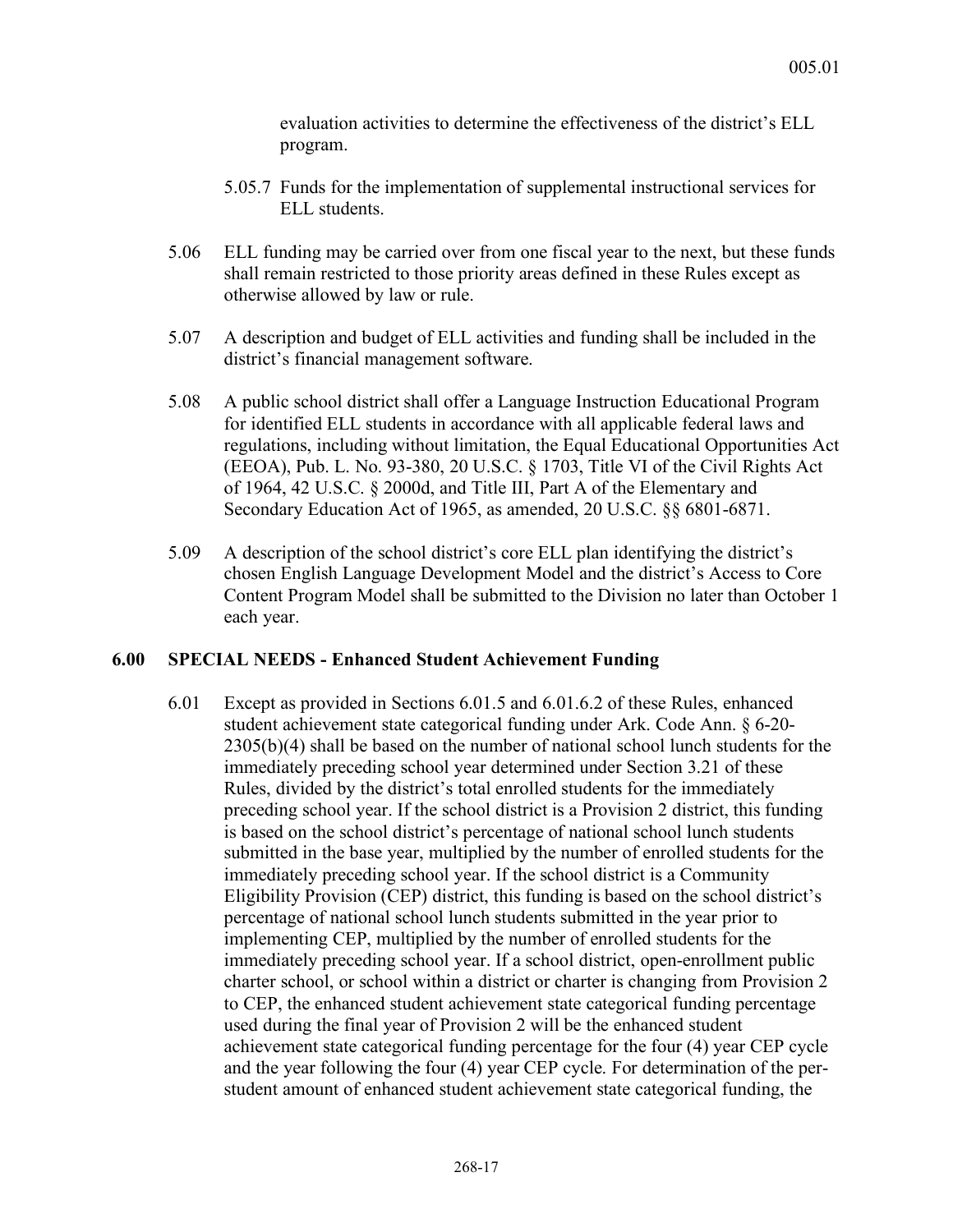evaluation activities to determine the effectiveness of the district's ELL program.

5.05.7 Funds for the implementation of supplemental instructional services for ELL students.

5.06 ELL funding may be carried over from one fiscal year to the next, but these funds shall remain restricted to those priority areas defined in these Rules except as otherwise allowed by law or rule.

5.07 A description and budget of ELL activities and funding shall be included in the district's financial management software.

5.08 A public school district shall offer a Language Instruction Educational Program for identified ELL students in accordance with all applicable federal laws and regulations, including without limitation, the Equal Educational Opportunities Act (EEOA), Pub. L. No. 93-380, 20 U.S.C. § 1703, Title VI of the Civil Rights Act of 1964, 42 U.S.C. § 2000d, and Title III, Part A of the Elementary and Secondary Education Act of 1965, as amended, 20 U.S.C. §§ 6801-6871.

5.09 A description of the school district's core ELL plan identifying the district's chosen English Language Development Model and the district's Access to Core Content Program Model shall be submitted to the Division no later than October 1 each year.

## 6.00 SPECIAL NEEDS - Enhanced Student Achievement Funding

6.01 Except as provided in Sections 6.01.5 and 6.01.6.2 of these Rules, enhanced student achievement state categorical funding under Ark. Code Ann. § 6-20-2305(b)(4) shall be based on the number of national school lunch students for the immediately preceding school year determined under Section 3.21 of these Rules, divided by the district's total enrolled students for the immediately preceding school year. If the school district is a Provision 2 district, this funding is based on the school district's percentage of national school lunch students submitted in the base year, multiplied by the number of enrolled students for the immediately preceding school year. If the school district is a Community Eligibility Provision (CEP) district, this funding is based on the school district's percentage of national school lunch students submitted in the year prior to implementing CEP, multiplied by the number of enrolled students for the immediately preceding school year. If a school district, open-enrollment public charter school, or school within a district or charter is changing from Provision 2 to CEP, the enhanced student achievement state categorical funding percentage used during the final year of Provision 2 will be the enhanced student achievement state categorical funding percentage for the four (4) year CEP cycle and the year following the four (4) year CEP cycle. For determination of the per-student amount of enhanced student achievement state categorical funding, the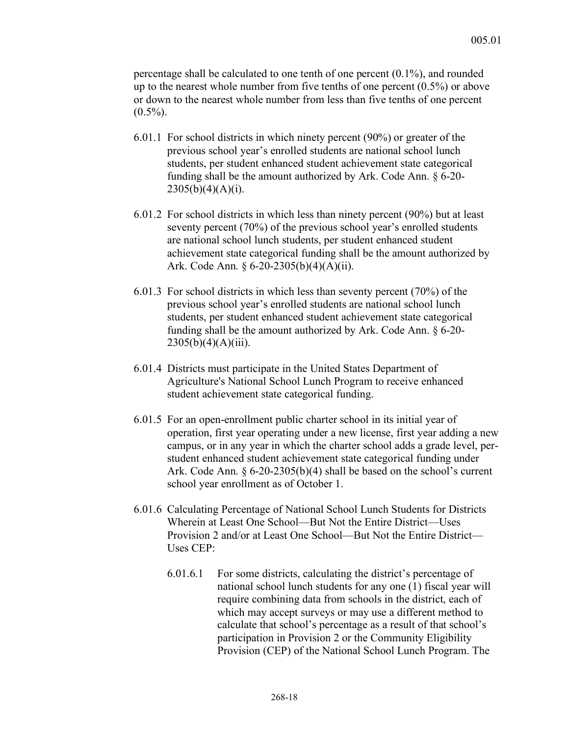percentage shall be calculated to one tenth of one percent (0.1%), and rounded up to the nearest whole number from five tenths of one percent (0.5%) or above or down to the nearest whole number from less than five tenths of one percent (0.5%).

6.01.1 For school districts in which ninety percent (90%) or greater of the previous school year's enrolled students are national school lunch students, per student enhanced student achievement state categorical funding shall be the amount authorized by Ark. Code Ann. § 6-20-2305(b)(4)(A)(i).

6.01.2 For school districts in which less than ninety percent (90%) but at least seventy percent (70%) of the previous school year's enrolled students are national school lunch students, per student enhanced student achievement state categorical funding shall be the amount authorized by Ark. Code Ann. § 6-20-2305(b)(4)(A)(ii).

6.01.3 For school districts in which less than seventy percent (70%) of the previous school year's enrolled students are national school lunch students, per student enhanced student achievement state categorical funding shall be the amount authorized by Ark. Code Ann. § 6-20-2305(b)(4)(A)(iii).

6.01.4 Districts must participate in the United States Department of Agriculture's National School Lunch Program to receive enhanced student achievement state categorical funding.

6.01.5 For an open-enrollment public charter school in its initial year of operation, first year operating under a new license, first year adding a new campus, or in any year in which the charter school adds a grade level, per-student enhanced student achievement state categorical funding under Ark. Code Ann. § 6-20-2305(b)(4) shall be based on the school's current school year enrollment as of October 1.

6.01.6 Calculating Percentage of National School Lunch Students for Districts Wherein at Least One School—But Not the Entire District—Uses Provision 2 and/or at Least One School—But Not the Entire District—Uses CEP:

6.01.6.1 For some districts, calculating the district's percentage of national school lunch students for any one (1) fiscal year will require combining data from schools in the district, each of which may accept surveys or may use a different method to calculate that school's percentage as a result of that school's participation in Provision 2 or the Community Eligibility Provision (CEP) of the National School Lunch Program. The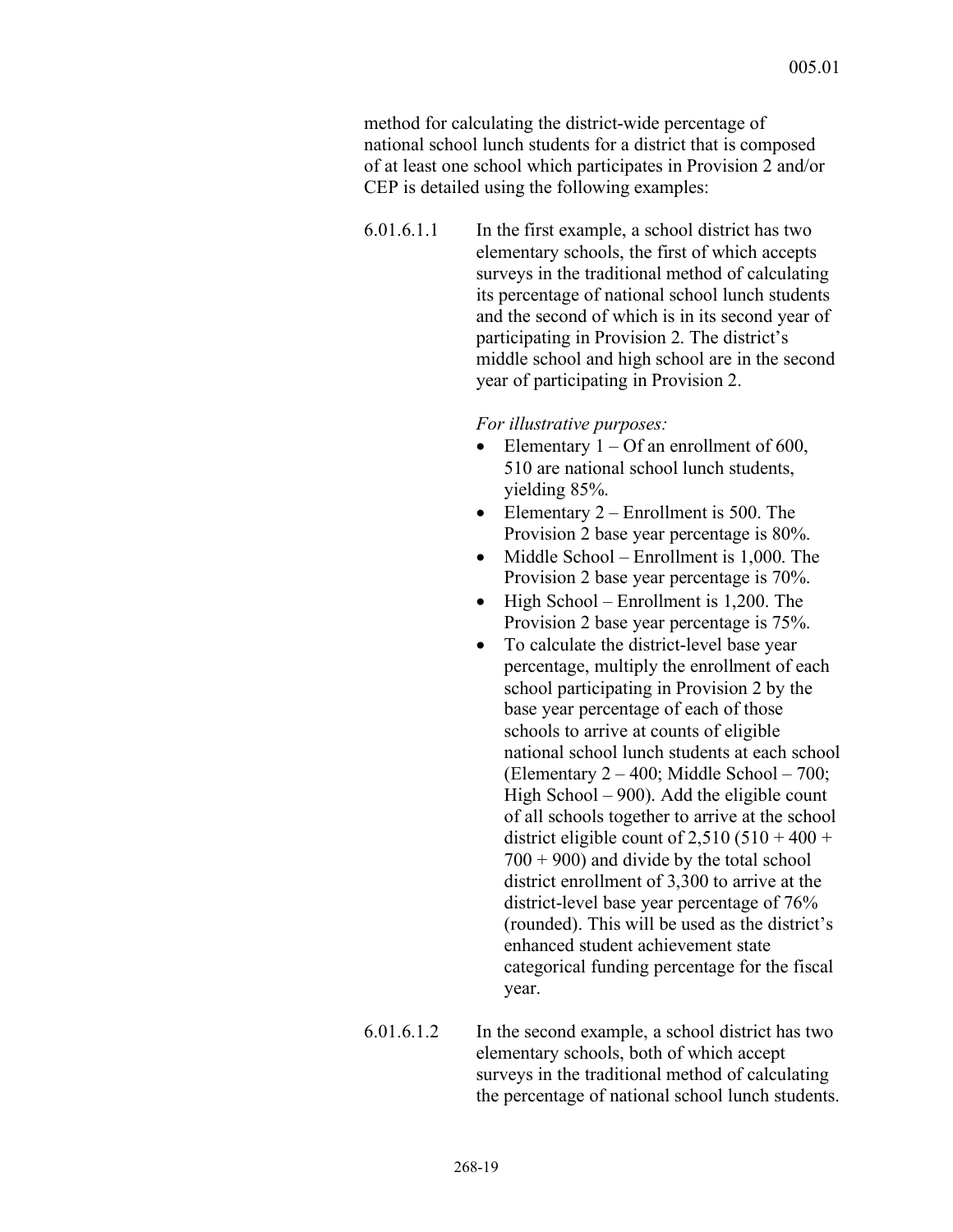method for calculating the district-wide percentage of national school lunch students for a district that is composed of at least one school which participates in Provision 2 and/or CEP is detailed using the following examples:

6.01.6.1.1 In the first example, a school district has two elementary schools, the first of which accepts surveys in the traditional method of calculating its percentage of national school lunch students and the second of which is in its second year of participating in Provision 2. The district's middle school and high school are in the second year of participating in Provision 2.

*For illustrative purposes:*

- Elementary 1 – Of an enrollment of 600, 510 are national school lunch students, yielding 85%.
- Elementary 2 – Enrollment is 500. The Provision 2 base year percentage is 80%.
- Middle School – Enrollment is 1,000. The Provision 2 base year percentage is 70%.
- High School – Enrollment is 1,200. The Provision 2 base year percentage is 75%.
- To calculate the district-level base year percentage, multiply the enrollment of each school participating in Provision 2 by the base year percentage of each of those schools to arrive at counts of eligible national school lunch students at each school (Elementary 2 – 400; Middle School – 700; High School – 900). Add the eligible count of all schools together to arrive at the school district eligible count of 2,510 (510 + 400 + 700 + 900) and divide by the total school district enrollment of 3,300 to arrive at the district-level base year percentage of 76% (rounded). This will be used as the district's enhanced student achievement state categorical funding percentage for the fiscal year.

6.01.6.1.2 In the second example, a school district has two elementary schools, both of which accept surveys in the traditional method of calculating the percentage of national school lunch students.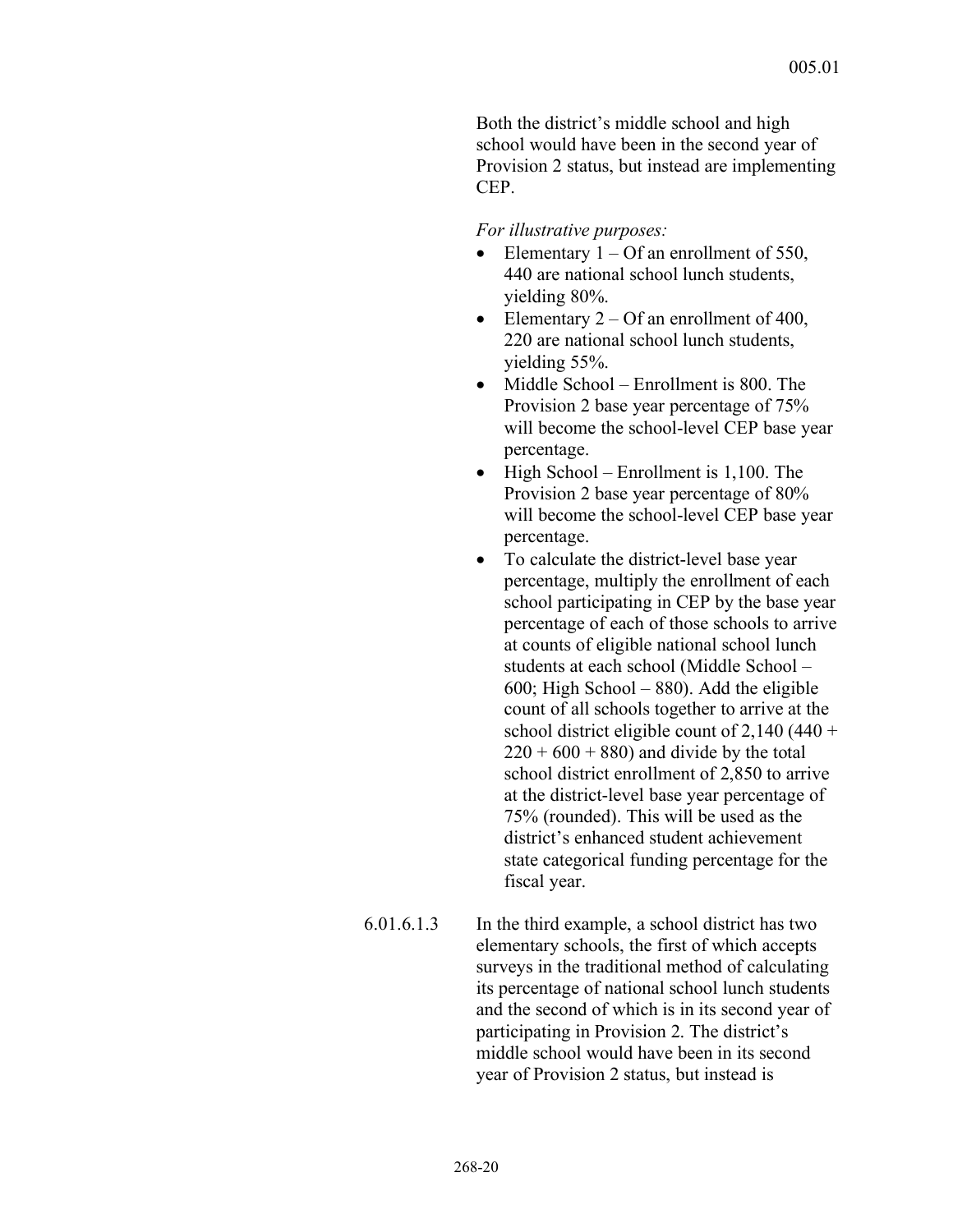Both the district's middle school and high school would have been in the second year of Provision 2 status, but instead are implementing CEP.

*For illustrative purposes:*

- Elementary 1 – Of an enrollment of 550, 440 are national school lunch students, yielding 80%.
- Elementary 2 – Of an enrollment of 400, 220 are national school lunch students, yielding 55%.
- Middle School – Enrollment is 800. The Provision 2 base year percentage of 75% will become the school-level CEP base year percentage.
- High School – Enrollment is 1,100. The Provision 2 base year percentage of 80% will become the school-level CEP base year percentage.
- To calculate the district-level base year percentage, multiply the enrollment of each school participating in CEP by the base year percentage of each of those schools to arrive at counts of eligible national school lunch students at each school (Middle School – 600; High School – 880). Add the eligible count of all schools together to arrive at the school district eligible count of 2,140 (440 + 220 + 600 + 880) and divide by the total school district enrollment of 2,850 to arrive at the district-level base year percentage of 75% (rounded). This will be used as the district's enhanced student achievement state categorical funding percentage for the fiscal year.

6.01.6.1.3 In the third example, a school district has two elementary schools, the first of which accepts surveys in the traditional method of calculating its percentage of national school lunch students and the second of which is in its second year of participating in Provision 2. The district's middle school would have been in its second year of Provision 2 status, but instead is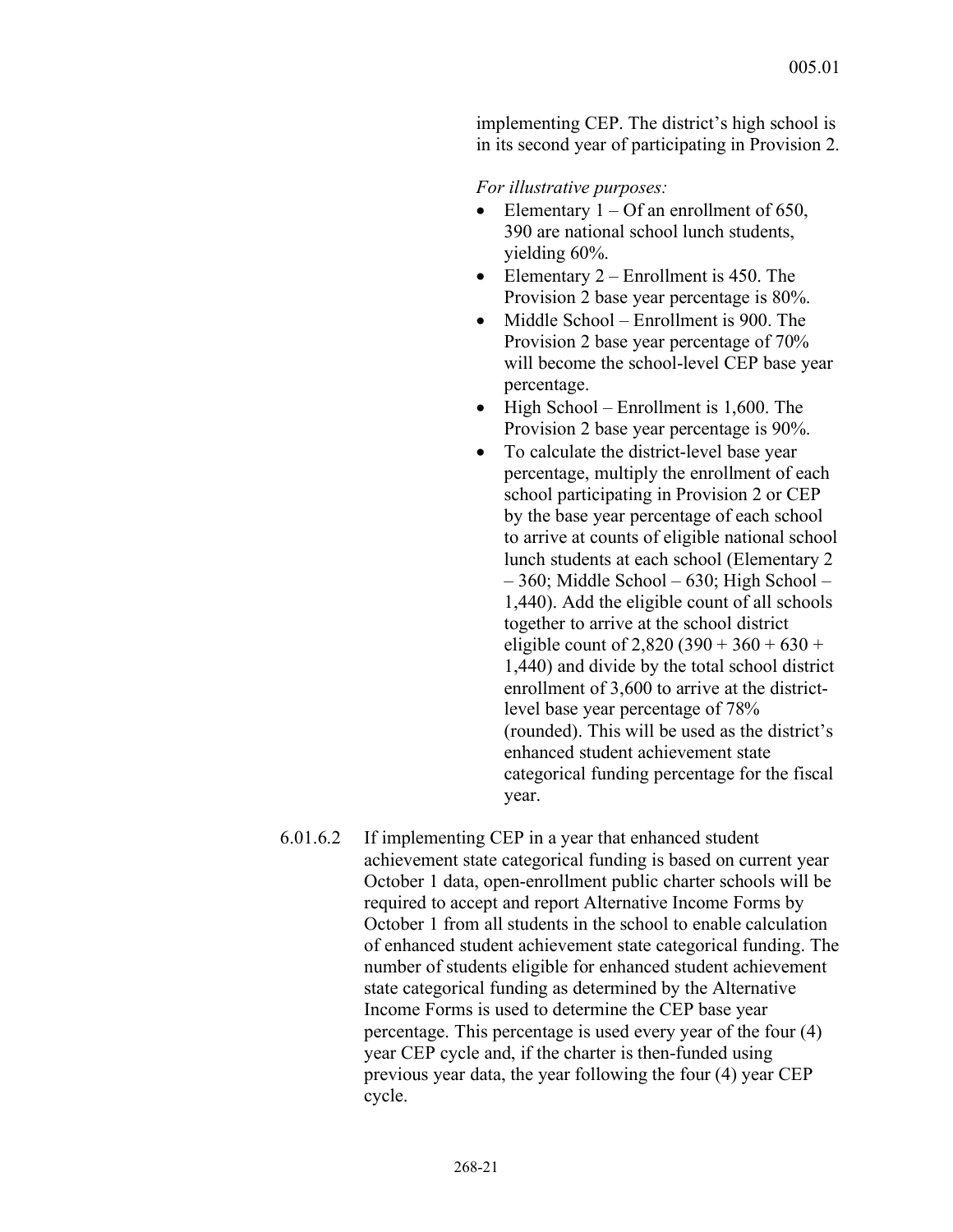implementing CEP. The district's high school is in its second year of participating in Provision 2.

*For illustrative purposes:*

- Elementary 1 – Of an enrollment of 650, 390 are national school lunch students, yielding 60%.
- Elementary 2 – Enrollment is 450. The Provision 2 base year percentage is 80%.
- Middle School – Enrollment is 900. The Provision 2 base year percentage of 70% will become the school-level CEP base year percentage.
- High School – Enrollment is 1,600. The Provision 2 base year percentage is 90%.
- To calculate the district-level base year percentage, multiply the enrollment of each school participating in Provision 2 or CEP by the base year percentage of each school to arrive at counts of eligible national school lunch students at each school (Elementary 2 – 360; Middle School – 630; High School – 1,440). Add the eligible count of all schools together to arrive at the school district eligible count of 2,820 (390 + 360 + 630 + 1,440) and divide by the total school district enrollment of 3,600 to arrive at the district-level base year percentage of 78% (rounded). This will be used as the district's enhanced student achievement state categorical funding percentage for the fiscal year.

6.01.6.2 If implementing CEP in a year that enhanced student achievement state categorical funding is based on current year October 1 data, open-enrollment public charter schools will be required to accept and report Alternative Income Forms by October 1 from all students in the school to enable calculation of enhanced student achievement state categorical funding. The number of students eligible for enhanced student achievement state categorical funding as determined by the Alternative Income Forms is used to determine the CEP base year percentage. This percentage is used every year of the four (4) year CEP cycle and, if the charter is then-funded using previous year data, the year following the four (4) year CEP cycle.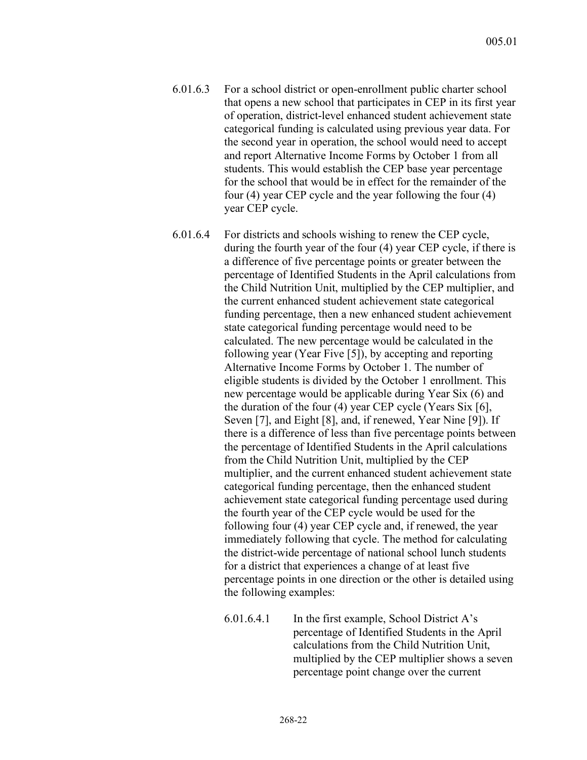6.01.6.3 For a school district or open-enrollment public charter school that opens a new school that participates in CEP in its first year of operation, district-level enhanced student achievement state categorical funding is calculated using previous year data. For the second year in operation, the school would need to accept and report Alternative Income Forms by October 1 from all students. This would establish the CEP base year percentage for the school that would be in effect for the remainder of the four (4) year CEP cycle and the year following the four (4) year CEP cycle.

6.01.6.4 For districts and schools wishing to renew the CEP cycle, during the fourth year of the four (4) year CEP cycle, if there is a difference of five percentage points or greater between the percentage of Identified Students in the April calculations from the Child Nutrition Unit, multiplied by the CEP multiplier, and the current enhanced student achievement state categorical funding percentage, then a new enhanced student achievement state categorical funding percentage would need to be calculated. The new percentage would be calculated in the following year (Year Five [5]), by accepting and reporting Alternative Income Forms by October 1. The number of eligible students is divided by the October 1 enrollment. This new percentage would be applicable during Year Six (6) and the duration of the four (4) year CEP cycle (Years Six [6], Seven [7], and Eight [8], and, if renewed, Year Nine [9]). If there is a difference of less than five percentage points between the percentage of Identified Students in the April calculations from the Child Nutrition Unit, multiplied by the CEP multiplier, and the current enhanced student achievement state categorical funding percentage, then the enhanced student achievement state categorical funding percentage used during the fourth year of the CEP cycle would be used for the following four (4) year CEP cycle and, if renewed, the year immediately following that cycle. The method for calculating the district-wide percentage of national school lunch students for a district that experiences a change of at least five percentage points in one direction or the other is detailed using the following examples:

6.01.6.4.1 In the first example, School District A's percentage of Identified Students in the April calculations from the Child Nutrition Unit, multiplied by the CEP multiplier shows a seven percentage point change over the current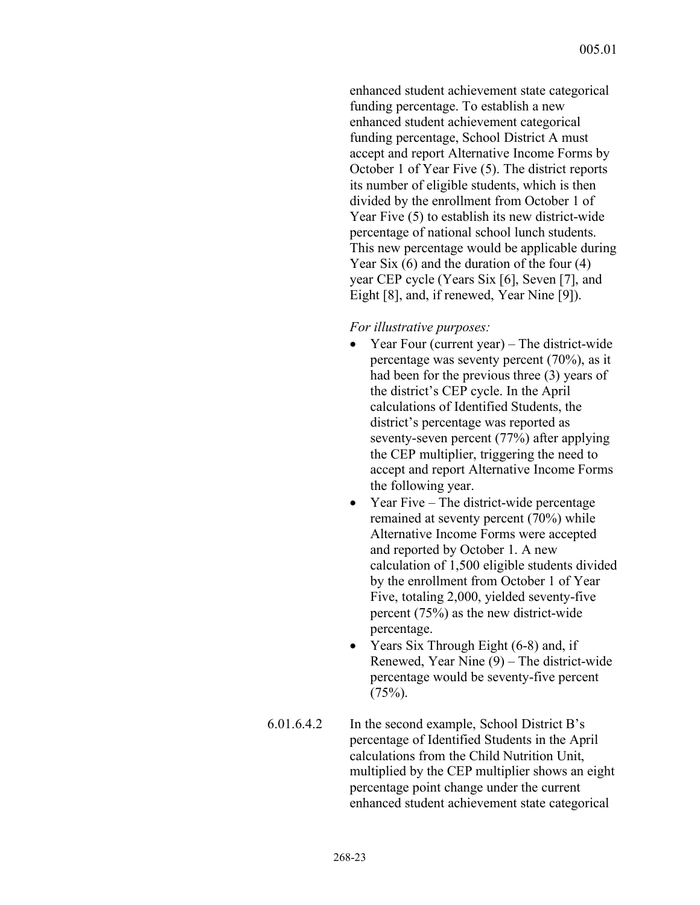enhanced student achievement state categorical funding percentage. To establish a new enhanced student achievement categorical funding percentage, School District A must accept and report Alternative Income Forms by October 1 of Year Five (5). The district reports its number of eligible students, which is then divided by the enrollment from October 1 of Year Five (5) to establish its new district-wide percentage of national school lunch students. This new percentage would be applicable during Year Six (6) and the duration of the four (4) year CEP cycle (Years Six [6], Seven [7], and Eight [8], and, if renewed, Year Nine [9]).

*For illustrative purposes:*

- Year Four (current year) – The district-wide percentage was seventy percent (70%), as it had been for the previous three (3) years of the district's CEP cycle. In the April calculations of Identified Students, the district's percentage was reported as seventy-seven percent (77%) after applying the CEP multiplier, triggering the need to accept and report Alternative Income Forms the following year.
- Year Five – The district-wide percentage remained at seventy percent (70%) while Alternative Income Forms were accepted and reported by October 1. A new calculation of 1,500 eligible students divided by the enrollment from October 1 of Year Five, totaling 2,000, yielded seventy-five percent (75%) as the new district-wide percentage.
- Years Six Through Eight (6-8) and, if Renewed, Year Nine (9) – The district-wide percentage would be seventy-five percent (75%).

6.01.6.4.2 In the second example, School District B's percentage of Identified Students in the April calculations from the Child Nutrition Unit, multiplied by the CEP multiplier shows an eight percentage point change under the current enhanced student achievement state categorical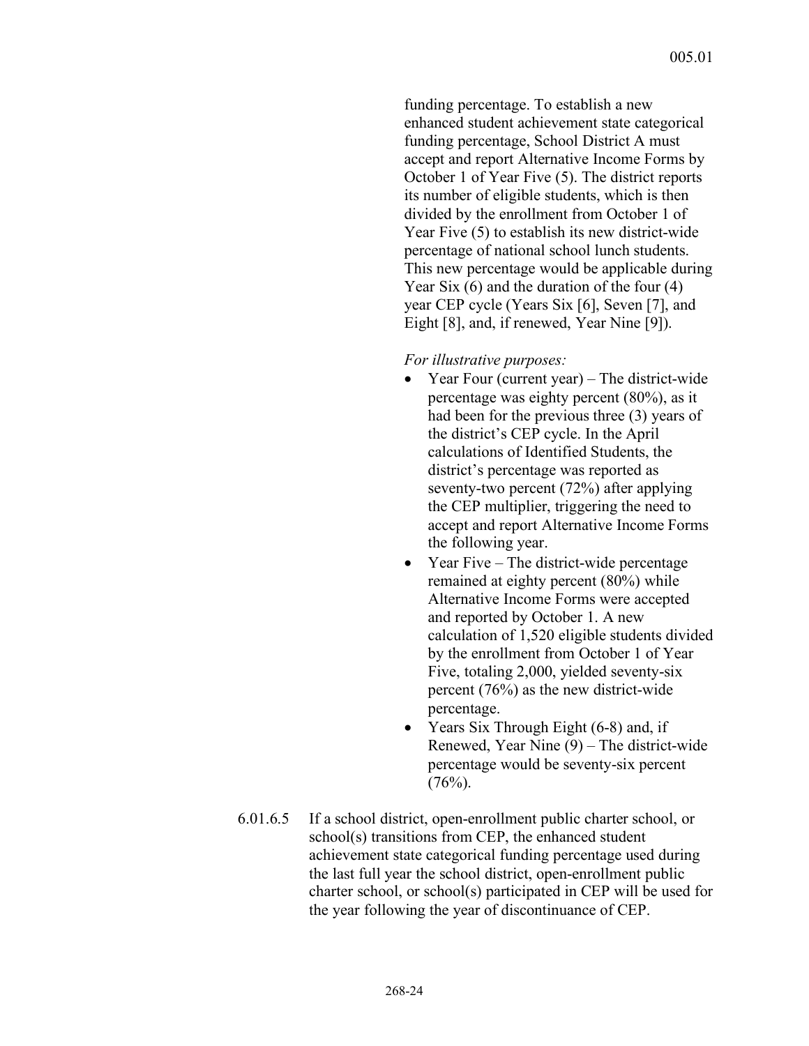funding percentage. To establish a new enhanced student achievement state categorical funding percentage, School District A must accept and report Alternative Income Forms by October 1 of Year Five (5). The district reports its number of eligible students, which is then divided by the enrollment from October 1 of Year Five (5) to establish its new district-wide percentage of national school lunch students. This new percentage would be applicable during Year Six (6) and the duration of the four (4) year CEP cycle (Years Six [6], Seven [7], and Eight [8], and, if renewed, Year Nine [9]).

*For illustrative purposes:*

- Year Four (current year) – The district-wide percentage was eighty percent (80%), as it had been for the previous three (3) years of the district's CEP cycle. In the April calculations of Identified Students, the district's percentage was reported as seventy-two percent (72%) after applying the CEP multiplier, triggering the need to accept and report Alternative Income Forms the following year.
- Year Five – The district-wide percentage remained at eighty percent (80%) while Alternative Income Forms were accepted and reported by October 1. A new calculation of 1,520 eligible students divided by the enrollment from October 1 of Year Five, totaling 2,000, yielded seventy-six percent (76%) as the new district-wide percentage.
- Years Six Through Eight (6-8) and, if Renewed, Year Nine (9) – The district-wide percentage would be seventy-six percent (76%).

6.01.6.5 If a school district, open-enrollment public charter school, or school(s) transitions from CEP, the enhanced student achievement state categorical funding percentage used during the last full year the school district, open-enrollment public charter school, or school(s) participated in CEP will be used for the year following the year of discontinuance of CEP.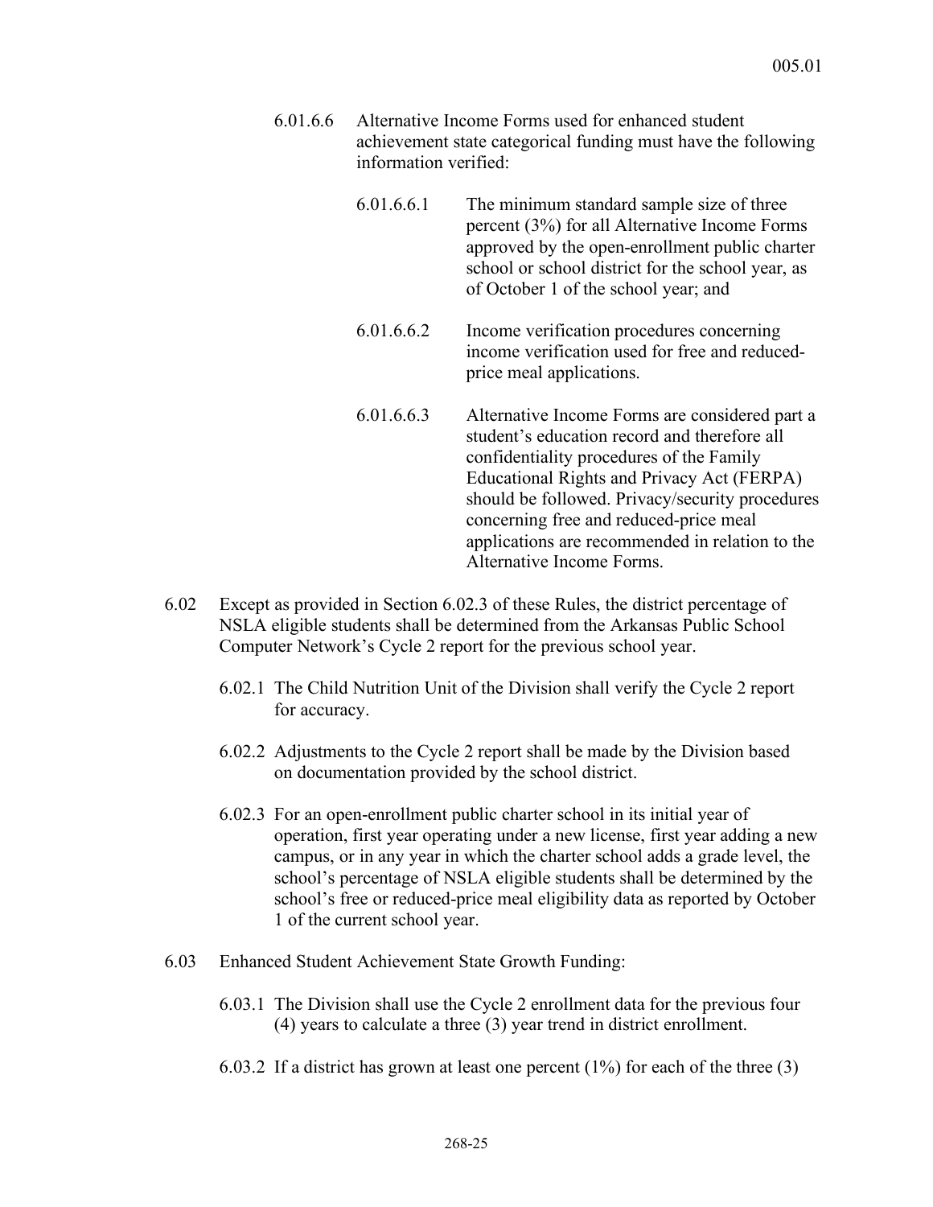6.01.6.6 Alternative Income Forms used for enhanced student achievement state categorical funding must have the following information verified:

6.01.6.6.1 The minimum standard sample size of three percent (3%) for all Alternative Income Forms approved by the open-enrollment public charter school or school district for the school year, as of October 1 of the school year; and

6.01.6.6.2 Income verification procedures concerning income verification used for free and reduced-price meal applications.

6.01.6.6.3 Alternative Income Forms are considered part a student's education record and therefore all confidentiality procedures of the Family Educational Rights and Privacy Act (FERPA) should be followed. Privacy/security procedures concerning free and reduced-price meal applications are recommended in relation to the Alternative Income Forms.

6.02 Except as provided in Section 6.02.3 of these Rules, the district percentage of NSLA eligible students shall be determined from the Arkansas Public School Computer Network's Cycle 2 report for the previous school year.

6.02.1 The Child Nutrition Unit of the Division shall verify the Cycle 2 report for accuracy.

6.02.2 Adjustments to the Cycle 2 report shall be made by the Division based on documentation provided by the school district.

6.02.3 For an open-enrollment public charter school in its initial year of operation, first year operating under a new license, first year adding a new campus, or in any year in which the charter school adds a grade level, the school's percentage of NSLA eligible students shall be determined by the school's free or reduced-price meal eligibility data as reported by October 1 of the current school year.

6.03 Enhanced Student Achievement State Growth Funding:

6.03.1 The Division shall use the Cycle 2 enrollment data for the previous four (4) years to calculate a three (3) year trend in district enrollment.

6.03.2 If a district has grown at least one percent (1%) for each of the three (3)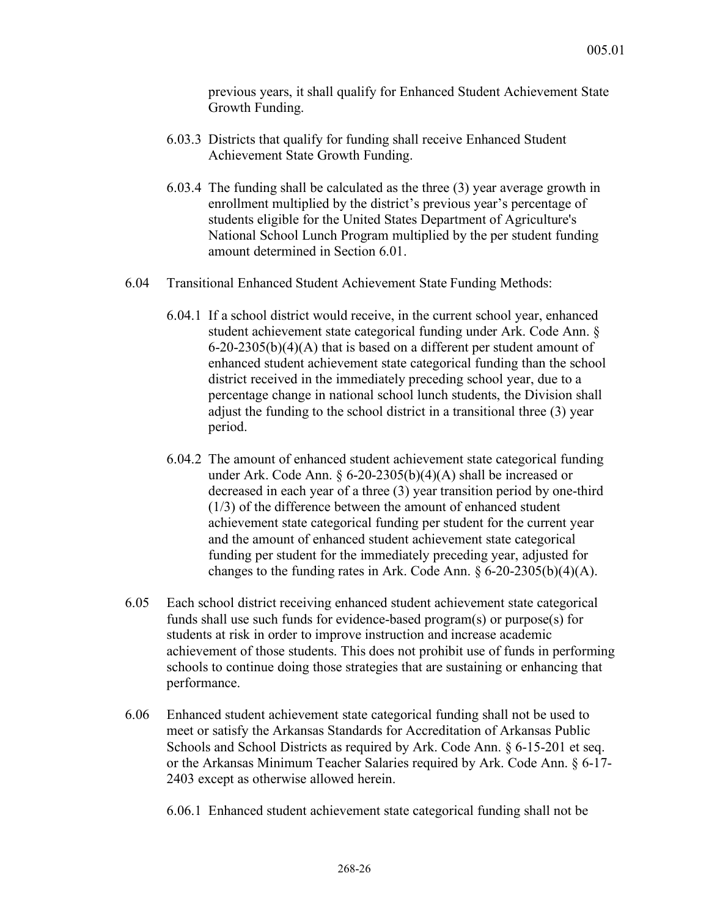previous years, it shall qualify for Enhanced Student Achievement State Growth Funding.

6.03.3 Districts that qualify for funding shall receive Enhanced Student Achievement State Growth Funding.

6.03.4 The funding shall be calculated as the three (3) year average growth in enrollment multiplied by the district's previous year's percentage of students eligible for the United States Department of Agriculture's National School Lunch Program multiplied by the per student funding amount determined in Section 6.01.

6.04 Transitional Enhanced Student Achievement State Funding Methods:

6.04.1 If a school district would receive, in the current school year, enhanced student achievement state categorical funding under Ark. Code Ann. § 6-20-2305(b)(4)(A) that is based on a different per student amount of enhanced student achievement state categorical funding than the school district received in the immediately preceding school year, due to a percentage change in national school lunch students, the Division shall adjust the funding to the school district in a transitional three (3) year period.

6.04.2 The amount of enhanced student achievement state categorical funding under Ark. Code Ann. § 6-20-2305(b)(4)(A) shall be increased or decreased in each year of a three (3) year transition period by one-third (1/3) of the difference between the amount of enhanced student achievement state categorical funding per student for the current year and the amount of enhanced student achievement state categorical funding per student for the immediately preceding year, adjusted for changes to the funding rates in Ark. Code Ann. § 6-20-2305(b)(4)(A).

6.05 Each school district receiving enhanced student achievement state categorical funds shall use such funds for evidence-based program(s) or purpose(s) for students at risk in order to improve instruction and increase academic achievement of those students. This does not prohibit use of funds in performing schools to continue doing those strategies that are sustaining or enhancing that performance.

6.06 Enhanced student achievement state categorical funding shall not be used to meet or satisfy the Arkansas Standards for Accreditation of Arkansas Public Schools and School Districts as required by Ark. Code Ann. § 6-15-201 et seq. or the Arkansas Minimum Teacher Salaries required by Ark. Code Ann. § 6-17-2403 except as otherwise allowed herein.

6.06.1 Enhanced student achievement state categorical funding shall not be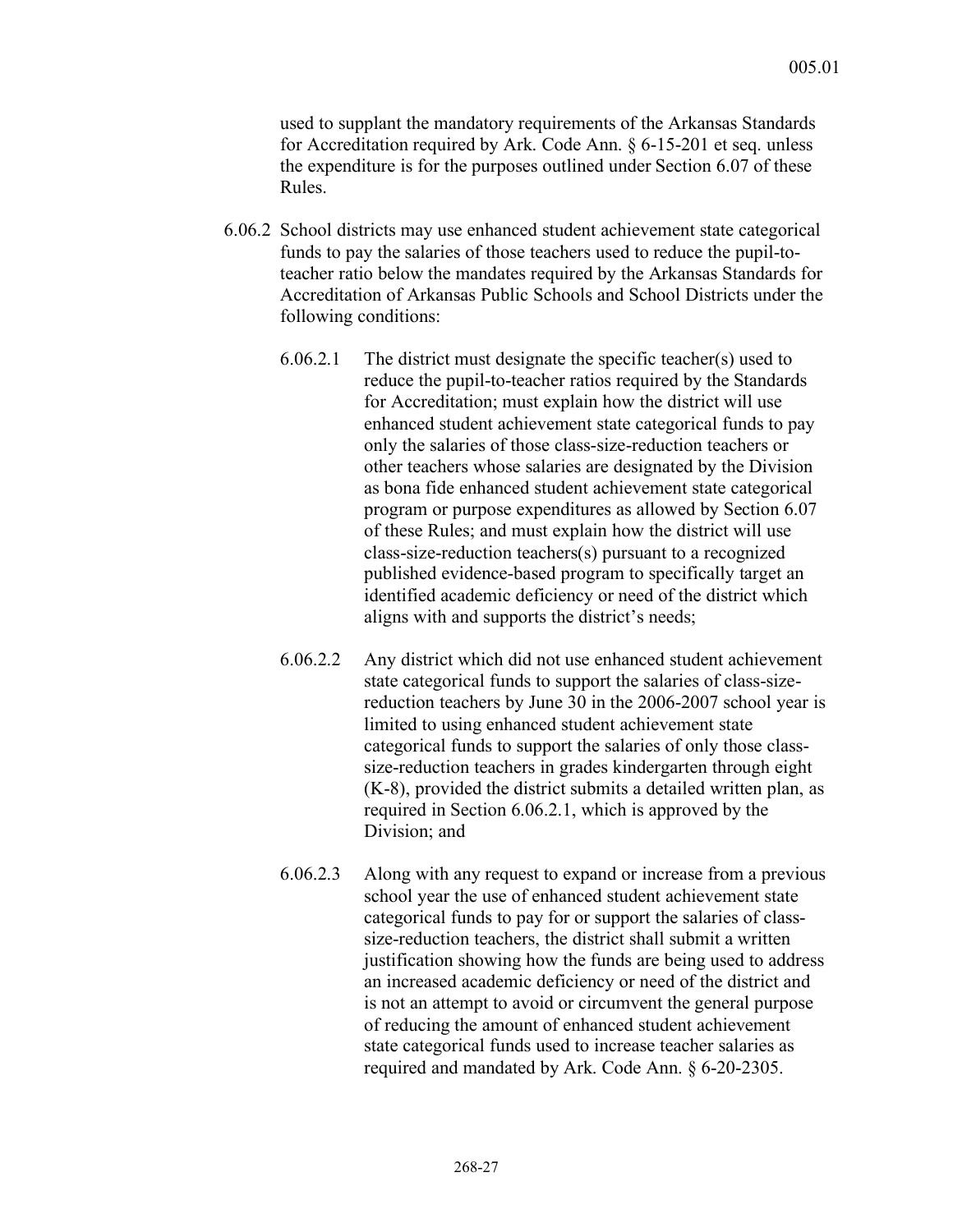used to supplant the mandatory requirements of the Arkansas Standards for Accreditation required by Ark. Code Ann. § 6-15-201 et seq. unless the expenditure is for the purposes outlined under Section 6.07 of these Rules.

6.06.2 School districts may use enhanced student achievement state categorical funds to pay the salaries of those teachers used to reduce the pupil-to-teacher ratio below the mandates required by the Arkansas Standards for Accreditation of Arkansas Public Schools and School Districts under the following conditions:

6.06.2.1 The district must designate the specific teacher(s) used to reduce the pupil-to-teacher ratios required by the Standards for Accreditation; must explain how the district will use enhanced student achievement state categorical funds to pay only the salaries of those class-size-reduction teachers or other teachers whose salaries are designated by the Division as bona fide enhanced student achievement state categorical program or purpose expenditures as allowed by Section 6.07 of these Rules; and must explain how the district will use class-size-reduction teachers(s) pursuant to a recognized published evidence-based program to specifically target an identified academic deficiency or need of the district which aligns with and supports the district's needs;

6.06.2.2 Any district which did not use enhanced student achievement state categorical funds to support the salaries of class-size-reduction teachers by June 30 in the 2006-2007 school year is limited to using enhanced student achievement state categorical funds to support the salaries of only those class-size-reduction teachers in grades kindergarten through eight (K-8), provided the district submits a detailed written plan, as required in Section 6.06.2.1, which is approved by the Division; and

6.06.2.3 Along with any request to expand or increase from a previous school year the use of enhanced student achievement state categorical funds to pay for or support the salaries of class-size-reduction teachers, the district shall submit a written justification showing how the funds are being used to address an increased academic deficiency or need of the district and is not an attempt to avoid or circumvent the general purpose of reducing the amount of enhanced student achievement state categorical funds used to increase teacher salaries as required and mandated by Ark. Code Ann. § 6-20-2305.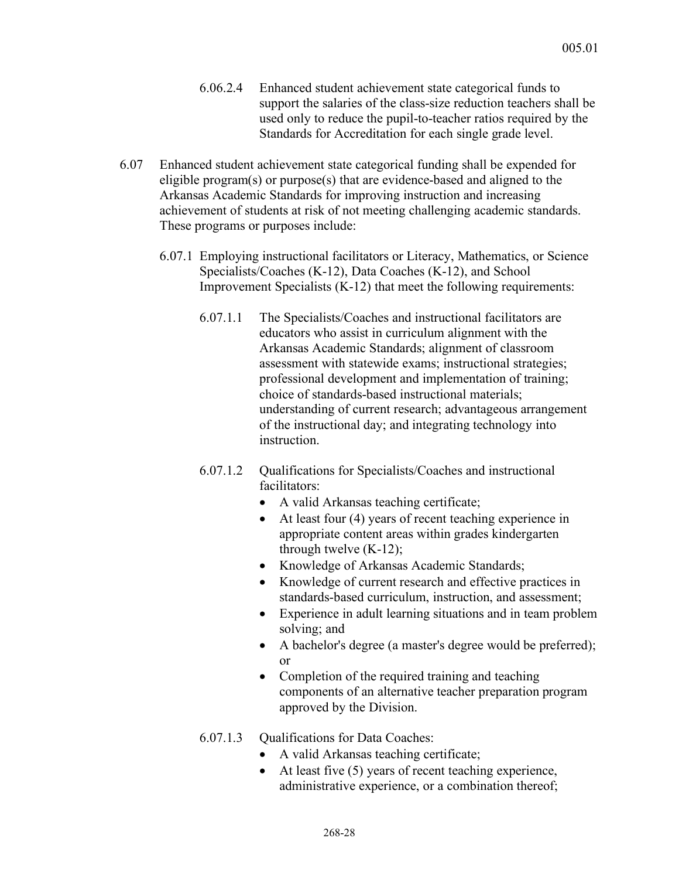6.06.2.4 Enhanced student achievement state categorical funds to support the salaries of the class-size reduction teachers shall be used only to reduce the pupil-to-teacher ratios required by the Standards for Accreditation for each single grade level.

6.07 Enhanced student achievement state categorical funding shall be expended for eligible program(s) or purpose(s) that are evidence-based and aligned to the Arkansas Academic Standards for improving instruction and increasing achievement of students at risk of not meeting challenging academic standards. These programs or purposes include:

6.07.1 Employing instructional facilitators or Literacy, Mathematics, or Science Specialists/Coaches (K-12), Data Coaches (K-12), and School Improvement Specialists (K-12) that meet the following requirements:

6.07.1.1 The Specialists/Coaches and instructional facilitators are educators who assist in curriculum alignment with the Arkansas Academic Standards; alignment of classroom assessment with statewide exams; instructional strategies; professional development and implementation of training; choice of standards-based instructional materials; understanding of current research; advantageous arrangement of the instructional day; and integrating technology into instruction.

6.07.1.2 Qualifications for Specialists/Coaches and instructional facilitators:

- A valid Arkansas teaching certificate;
- At least four (4) years of recent teaching experience in appropriate content areas within grades kindergarten through twelve (K-12);
- Knowledge of Arkansas Academic Standards;
- Knowledge of current research and effective practices in standards-based curriculum, instruction, and assessment;
- Experience in adult learning situations and in team problem solving; and
- A bachelor's degree (a master's degree would be preferred); or
- Completion of the required training and teaching components of an alternative teacher preparation program approved by the Division.

6.07.1.3 Qualifications for Data Coaches:

- A valid Arkansas teaching certificate;
- At least five (5) years of recent teaching experience, administrative experience, or a combination thereof;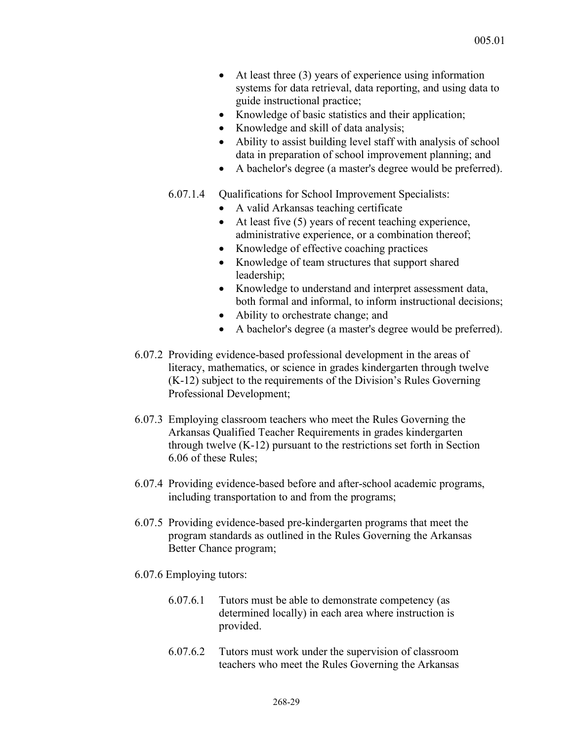- At least three (3) years of experience using information systems for data retrieval, data reporting, and using data to guide instructional practice;
- Knowledge of basic statistics and their application;
- Knowledge and skill of data analysis;
- Ability to assist building level staff with analysis of school data in preparation of school improvement planning; and
- A bachelor's degree (a master's degree would be preferred).

6.07.1.4 Qualifications for School Improvement Specialists:

- A valid Arkansas teaching certificate
- At least five (5) years of recent teaching experience, administrative experience, or a combination thereof;
- Knowledge of effective coaching practices
- Knowledge of team structures that support shared leadership;
- Knowledge to understand and interpret assessment data, both formal and informal, to inform instructional decisions;
- Ability to orchestrate change; and
- A bachelor's degree (a master's degree would be preferred).

6.07.2 Providing evidence-based professional development in the areas of literacy, mathematics, or science in grades kindergarten through twelve (K-12) subject to the requirements of the Division's Rules Governing Professional Development;

6.07.3 Employing classroom teachers who meet the Rules Governing the Arkansas Qualified Teacher Requirements in grades kindergarten through twelve (K-12) pursuant to the restrictions set forth in Section 6.06 of these Rules;

6.07.4 Providing evidence-based before and after-school academic programs, including transportation to and from the programs;

6.07.5 Providing evidence-based pre-kindergarten programs that meet the program standards as outlined in the Rules Governing the Arkansas Better Chance program;

6.07.6 Employing tutors:

6.07.6.1 Tutors must be able to demonstrate competency (as determined locally) in each area where instruction is provided.

6.07.6.2 Tutors must work under the supervision of classroom teachers who meet the Rules Governing the Arkansas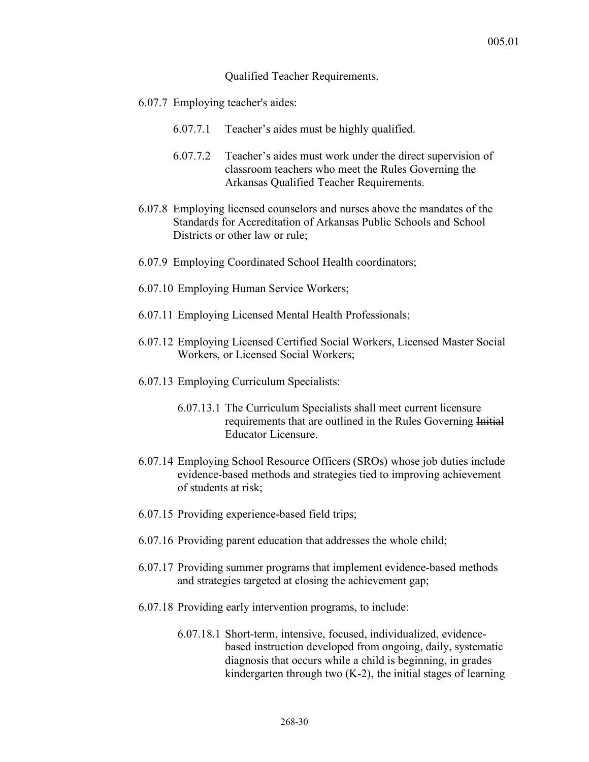Qualified Teacher Requirements.

6.07.7 Employing teacher's aides:

  6.07.7.1 Teacher's aides must be highly qualified.

  6.07.7.2 Teacher's aides must work under the direct supervision of classroom teachers who meet the Rules Governing the Arkansas Qualified Teacher Requirements.

6.07.8 Employing licensed counselors and nurses above the mandates of the Standards for Accreditation of Arkansas Public Schools and School Districts or other law or rule;

6.07.9 Employing Coordinated School Health coordinators;

6.07.10 Employing Human Service Workers;

6.07.11 Employing Licensed Mental Health Professionals;

6.07.12 Employing Licensed Certified Social Workers, Licensed Master Social Workers, or Licensed Social Workers;

6.07.13 Employing Curriculum Specialists:

  6.07.13.1 The Curriculum Specialists shall meet current licensure requirements that are outlined in the Rules Governing ~~Initial~~ Educator Licensure.

6.07.14 Employing School Resource Officers (SROs) whose job duties include evidence-based methods and strategies tied to improving achievement of students at risk;

6.07.15 Providing experience-based field trips;

6.07.16 Providing parent education that addresses the whole child;

6.07.17 Providing summer programs that implement evidence-based methods and strategies targeted at closing the achievement gap;

6.07.18 Providing early intervention programs, to include:

  6.07.18.1 Short-term, intensive, focused, individualized, evidence-based instruction developed from ongoing, daily, systematic diagnosis that occurs while a child is beginning, in grades kindergarten through two (K-2), the initial stages of learning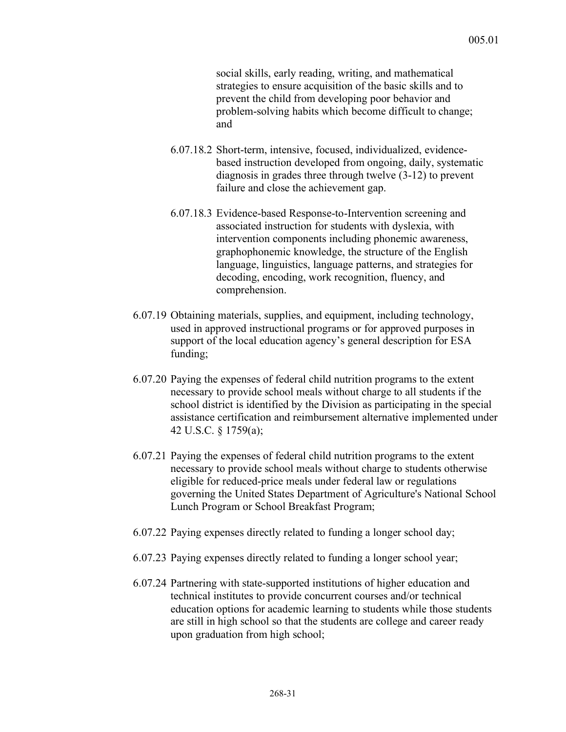social skills, early reading, writing, and mathematical strategies to ensure acquisition of the basic skills and to prevent the child from developing poor behavior and problem-solving habits which become difficult to change; and

6.07.18.2 Short-term, intensive, focused, individualized, evidence-based instruction developed from ongoing, daily, systematic diagnosis in grades three through twelve (3-12) to prevent failure and close the achievement gap.

6.07.18.3 Evidence-based Response-to-Intervention screening and associated instruction for students with dyslexia, with intervention components including phonemic awareness, graphophonemic knowledge, the structure of the English language, linguistics, language patterns, and strategies for decoding, encoding, work recognition, fluency, and comprehension.

6.07.19 Obtaining materials, supplies, and equipment, including technology, used in approved instructional programs or for approved purposes in support of the local education agency's general description for ESA funding;

6.07.20 Paying the expenses of federal child nutrition programs to the extent necessary to provide school meals without charge to all students if the school district is identified by the Division as participating in the special assistance certification and reimbursement alternative implemented under 42 U.S.C. § 1759(a);

6.07.21 Paying the expenses of federal child nutrition programs to the extent necessary to provide school meals without charge to students otherwise eligible for reduced-price meals under federal law or regulations governing the United States Department of Agriculture's National School Lunch Program or School Breakfast Program;

6.07.22 Paying expenses directly related to funding a longer school day;

6.07.23 Paying expenses directly related to funding a longer school year;

6.07.24 Partnering with state-supported institutions of higher education and technical institutes to provide concurrent courses and/or technical education options for academic learning to students while those students are still in high school so that the students are college and career ready upon graduation from high school;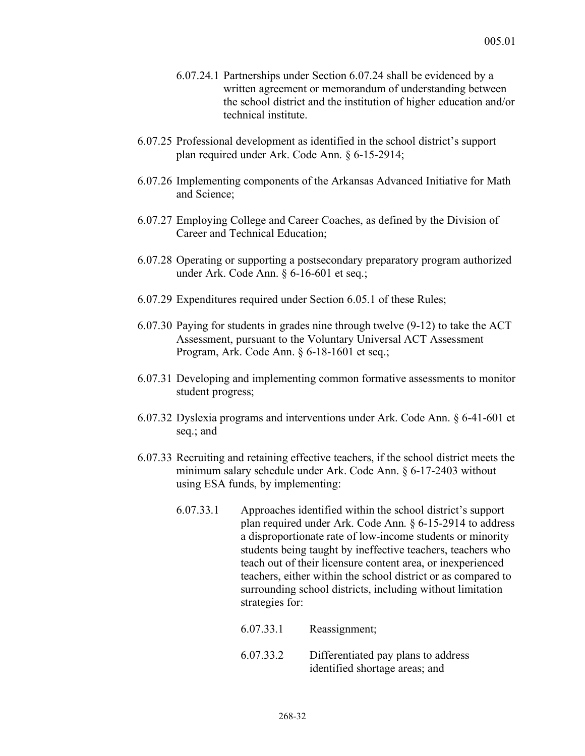6.07.24.1 Partnerships under Section 6.07.24 shall be evidenced by a written agreement or memorandum of understanding between the school district and the institution of higher education and/or technical institute.

6.07.25 Professional development as identified in the school district's support plan required under Ark. Code Ann. § 6-15-2914;

6.07.26 Implementing components of the Arkansas Advanced Initiative for Math and Science;

6.07.27 Employing College and Career Coaches, as defined by the Division of Career and Technical Education;

6.07.28 Operating or supporting a postsecondary preparatory program authorized under Ark. Code Ann. § 6-16-601 et seq.;

6.07.29 Expenditures required under Section 6.05.1 of these Rules;

6.07.30 Paying for students in grades nine through twelve (9-12) to take the ACT Assessment, pursuant to the Voluntary Universal ACT Assessment Program, Ark. Code Ann. § 6-18-1601 et seq.;

6.07.31 Developing and implementing common formative assessments to monitor student progress;

6.07.32 Dyslexia programs and interventions under Ark. Code Ann. § 6-41-601 et seq.; and

6.07.33 Recruiting and retaining effective teachers, if the school district meets the minimum salary schedule under Ark. Code Ann. § 6-17-2403 without using ESA funds, by implementing:

6.07.33.1 Approaches identified within the school district's support plan required under Ark. Code Ann. § 6-15-2914 to address a disproportionate rate of low-income students or minority students being taught by ineffective teachers, teachers who teach out of their licensure content area, or inexperienced teachers, either within the school district or as compared to surrounding school districts, including without limitation strategies for:

6.07.33.1 Reassignment;

6.07.33.2 Differentiated pay plans to address identified shortage areas; and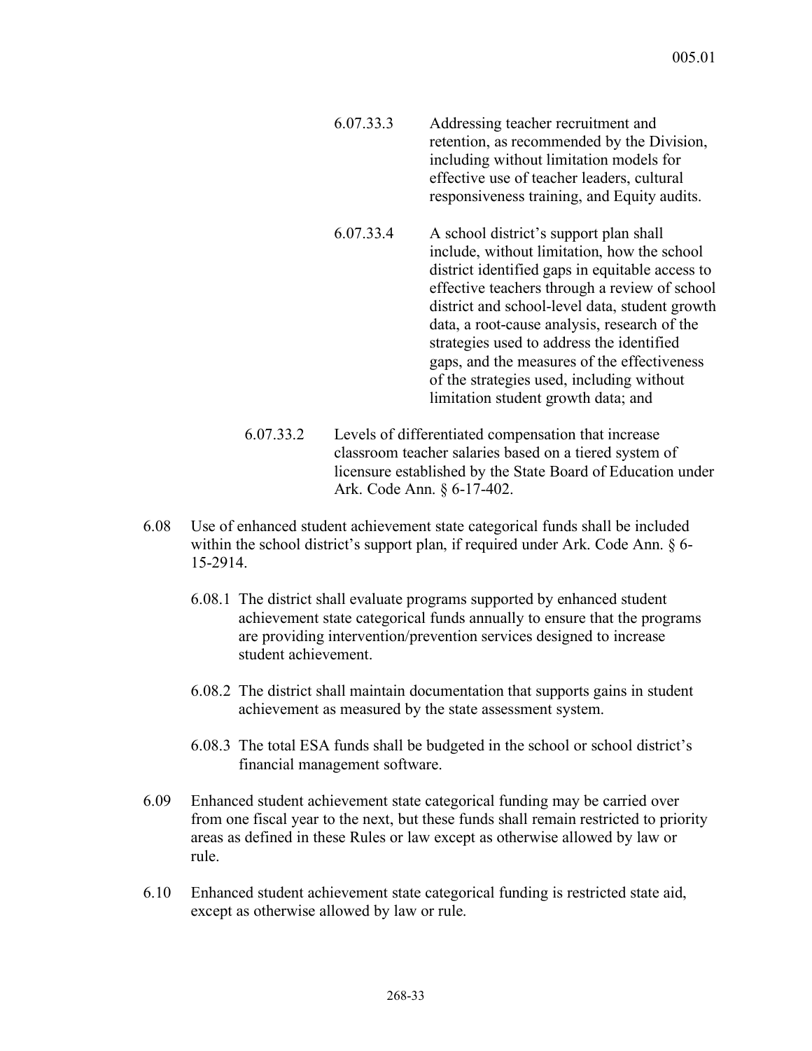6.07.33.3 Addressing teacher recruitment and retention, as recommended by the Division, including without limitation models for effective use of teacher leaders, cultural responsiveness training, and Equity audits.

6.07.33.4 A school district's support plan shall include, without limitation, how the school district identified gaps in equitable access to effective teachers through a review of school district and school-level data, student growth data, a root-cause analysis, research of the strategies used to address the identified gaps, and the measures of the effectiveness of the strategies used, including without limitation student growth data; and

6.07.33.2 Levels of differentiated compensation that increase classroom teacher salaries based on a tiered system of licensure established by the State Board of Education under Ark. Code Ann. § 6-17-402.

6.08 Use of enhanced student achievement state categorical funds shall be included within the school district's support plan, if required under Ark. Code Ann. § 6-15-2914.

6.08.1 The district shall evaluate programs supported by enhanced student achievement state categorical funds annually to ensure that the programs are providing intervention/prevention services designed to increase student achievement.

6.08.2 The district shall maintain documentation that supports gains in student achievement as measured by the state assessment system.

6.08.3 The total ESA funds shall be budgeted in the school or school district's financial management software.

6.09 Enhanced student achievement state categorical funding may be carried over from one fiscal year to the next, but these funds shall remain restricted to priority areas as defined in these Rules or law except as otherwise allowed by law or rule.

6.10 Enhanced student achievement state categorical funding is restricted state aid, except as otherwise allowed by law or rule.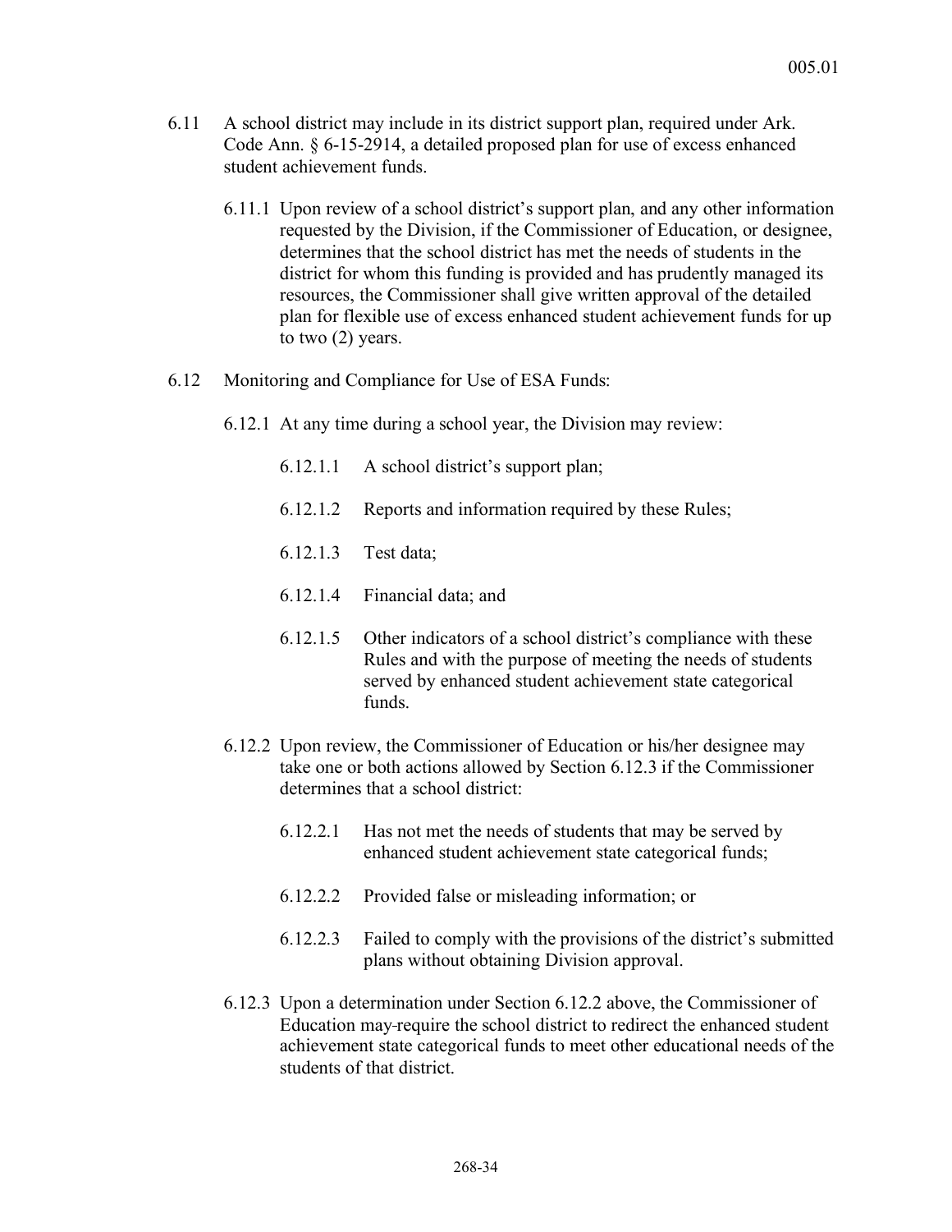6.11 A school district may include in its district support plan, required under Ark. Code Ann. § 6-15-2914, a detailed proposed plan for use of excess enhanced student achievement funds.

6.11.1 Upon review of a school district's support plan, and any other information requested by the Division, if the Commissioner of Education, or designee, determines that the school district has met the needs of students in the district for whom this funding is provided and has prudently managed its resources, the Commissioner shall give written approval of the detailed plan for flexible use of excess enhanced student achievement funds for up to two (2) years.

6.12 Monitoring and Compliance for Use of ESA Funds:

6.12.1 At any time during a school year, the Division may review:

6.12.1.1 A school district's support plan;

6.12.1.2 Reports and information required by these Rules;

6.12.1.3 Test data;

6.12.1.4 Financial data; and

6.12.1.5 Other indicators of a school district's compliance with these Rules and with the purpose of meeting the needs of students served by enhanced student achievement state categorical funds.

6.12.2 Upon review, the Commissioner of Education or his/her designee may take one or both actions allowed by Section 6.12.3 if the Commissioner determines that a school district:

6.12.2.1 Has not met the needs of students that may be served by enhanced student achievement state categorical funds;

6.12.2.2 Provided false or misleading information; or

6.12.2.3 Failed to comply with the provisions of the district's submitted plans without obtaining Division approval.

6.12.3 Upon a determination under Section 6.12.2 above, the Commissioner of Education may require the school district to redirect the enhanced student achievement state categorical funds to meet other educational needs of the students of that district.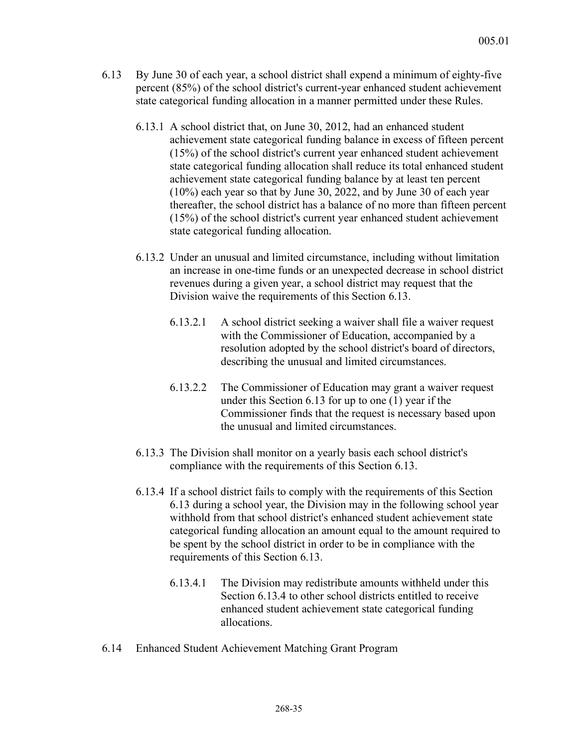6.13 By June 30 of each year, a school district shall expend a minimum of eighty-five percent (85%) of the school district's current-year enhanced student achievement state categorical funding allocation in a manner permitted under these Rules.

6.13.1 A school district that, on June 30, 2012, had an enhanced student achievement state categorical funding balance in excess of fifteen percent (15%) of the school district's current year enhanced student achievement state categorical funding allocation shall reduce its total enhanced student achievement state categorical funding balance by at least ten percent (10%) each year so that by June 30, 2022, and by June 30 of each year thereafter, the school district has a balance of no more than fifteen percent (15%) of the school district's current year enhanced student achievement state categorical funding allocation.

6.13.2 Under an unusual and limited circumstance, including without limitation an increase in one-time funds or an unexpected decrease in school district revenues during a given year, a school district may request that the Division waive the requirements of this Section 6.13.

6.13.2.1 A school district seeking a waiver shall file a waiver request with the Commissioner of Education, accompanied by a resolution adopted by the school district's board of directors, describing the unusual and limited circumstances.

6.13.2.2 The Commissioner of Education may grant a waiver request under this Section 6.13 for up to one (1) year if the Commissioner finds that the request is necessary based upon the unusual and limited circumstances.

6.13.3 The Division shall monitor on a yearly basis each school district's compliance with the requirements of this Section 6.13.

6.13.4 If a school district fails to comply with the requirements of this Section 6.13 during a school year, the Division may in the following school year withhold from that school district's enhanced student achievement state categorical funding allocation an amount equal to the amount required to be spent by the school district in order to be in compliance with the requirements of this Section 6.13.

6.13.4.1 The Division may redistribute amounts withheld under this Section 6.13.4 to other school districts entitled to receive enhanced student achievement state categorical funding allocations.

6.14 Enhanced Student Achievement Matching Grant Program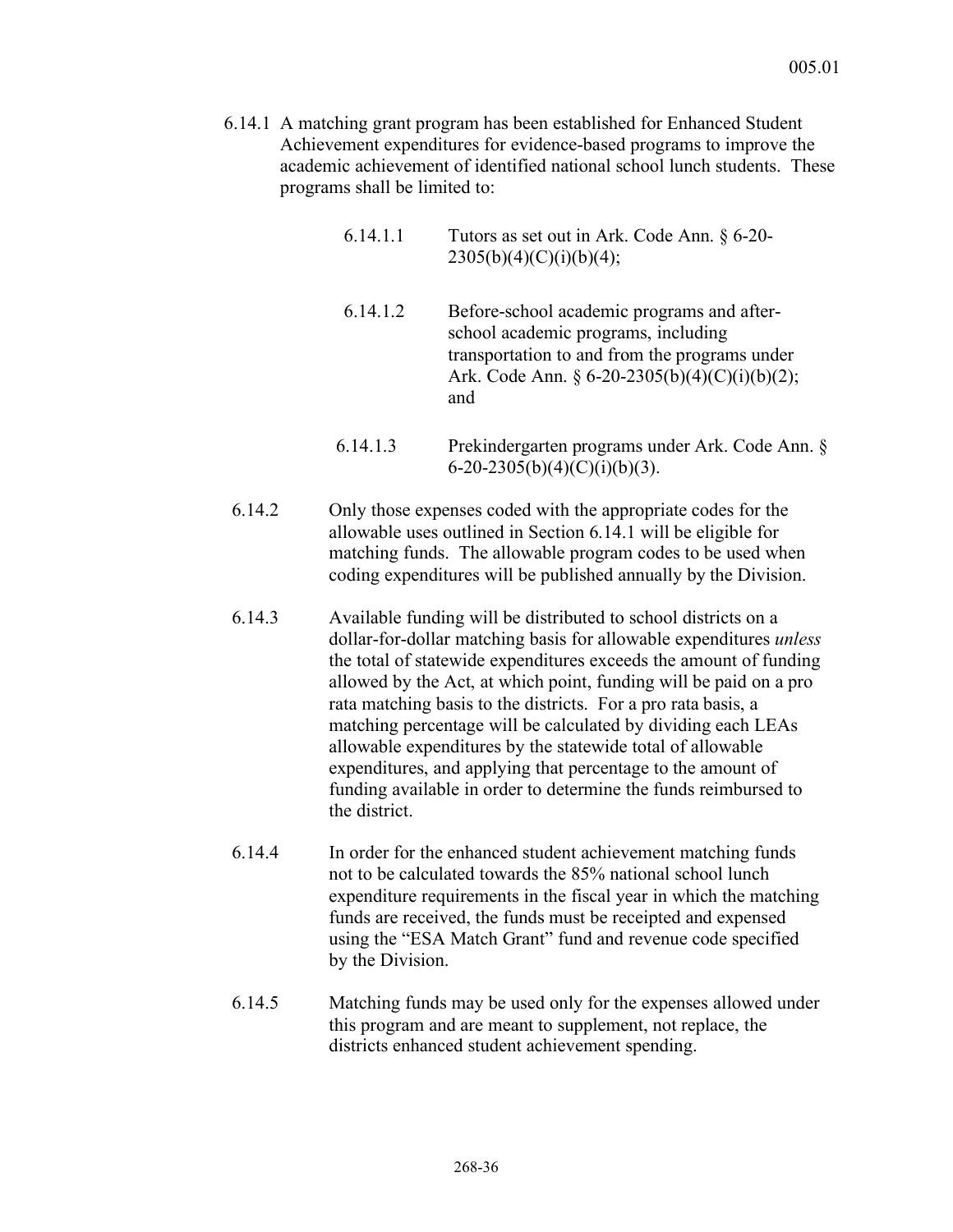6.14.1 A matching grant program has been established for Enhanced Student Achievement expenditures for evidence-based programs to improve the academic achievement of identified national school lunch students. These programs shall be limited to:

6.14.1.1 Tutors as set out in Ark. Code Ann. § 6-20-2305(b)(4)(C)(i)(b)(4);

6.14.1.2 Before-school academic programs and after-school academic programs, including transportation to and from the programs under Ark. Code Ann. § 6-20-2305(b)(4)(C)(i)(b)(2); and

6.14.1.3 Prekindergarten programs under Ark. Code Ann. § 6-20-2305(b)(4)(C)(i)(b)(3).

6.14.2 Only those expenses coded with the appropriate codes for the allowable uses outlined in Section 6.14.1 will be eligible for matching funds. The allowable program codes to be used when coding expenditures will be published annually by the Division.

6.14.3 Available funding will be distributed to school districts on a dollar-for-dollar matching basis for allowable expenditures *unless* the total of statewide expenditures exceeds the amount of funding allowed by the Act, at which point, funding will be paid on a pro rata matching basis to the districts. For a pro rata basis, a matching percentage will be calculated by dividing each LEAs allowable expenditures by the statewide total of allowable expenditures, and applying that percentage to the amount of funding available in order to determine the funds reimbursed to the district.

6.14.4 In order for the enhanced student achievement matching funds not to be calculated towards the 85% national school lunch expenditure requirements in the fiscal year in which the matching funds are received, the funds must be receipted and expensed using the "ESA Match Grant" fund and revenue code specified by the Division.

6.14.5 Matching funds may be used only for the expenses allowed under this program and are meant to supplement, not replace, the districts enhanced student achievement spending.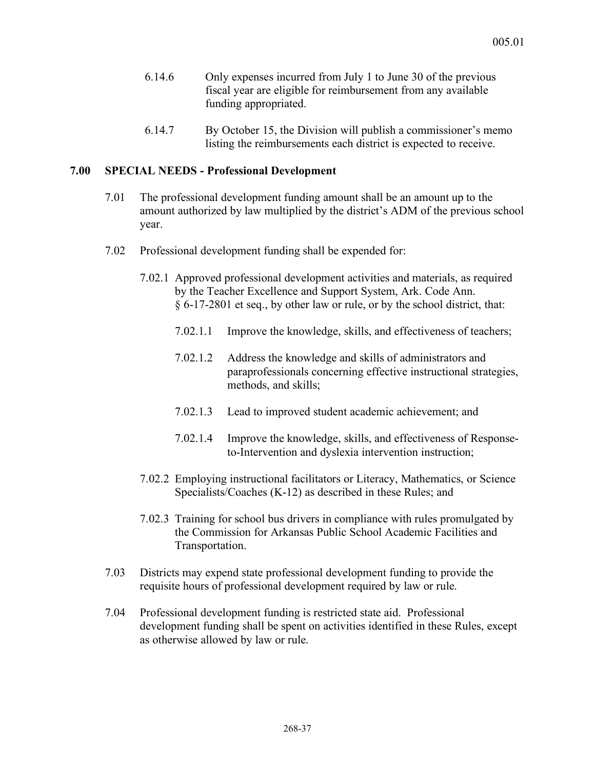6.14.6 Only expenses incurred from July 1 to June 30 of the previous fiscal year are eligible for reimbursement from any available funding appropriated.

6.14.7 By October 15, the Division will publish a commissioner's memo listing the reimbursements each district is expected to receive.

## 7.00 SPECIAL NEEDS - Professional Development

7.01 The professional development funding amount shall be an amount up to the amount authorized by law multiplied by the district's ADM of the previous school year.

7.02 Professional development funding shall be expended for:

7.02.1 Approved professional development activities and materials, as required by the Teacher Excellence and Support System, Ark. Code Ann. § 6-17-2801 et seq., by other law or rule, or by the school district, that:

7.02.1.1 Improve the knowledge, skills, and effectiveness of teachers;

7.02.1.2 Address the knowledge and skills of administrators and paraprofessionals concerning effective instructional strategies, methods, and skills;

7.02.1.3 Lead to improved student academic achievement; and

7.02.1.4 Improve the knowledge, skills, and effectiveness of Response-to-Intervention and dyslexia intervention instruction;

7.02.2 Employing instructional facilitators or Literacy, Mathematics, or Science Specialists/Coaches (K-12) as described in these Rules; and

7.02.3 Training for school bus drivers in compliance with rules promulgated by the Commission for Arkansas Public School Academic Facilities and Transportation.

7.03 Districts may expend state professional development funding to provide the requisite hours of professional development required by law or rule.

7.04 Professional development funding is restricted state aid. Professional development funding shall be spent on activities identified in these Rules, except as otherwise allowed by law or rule.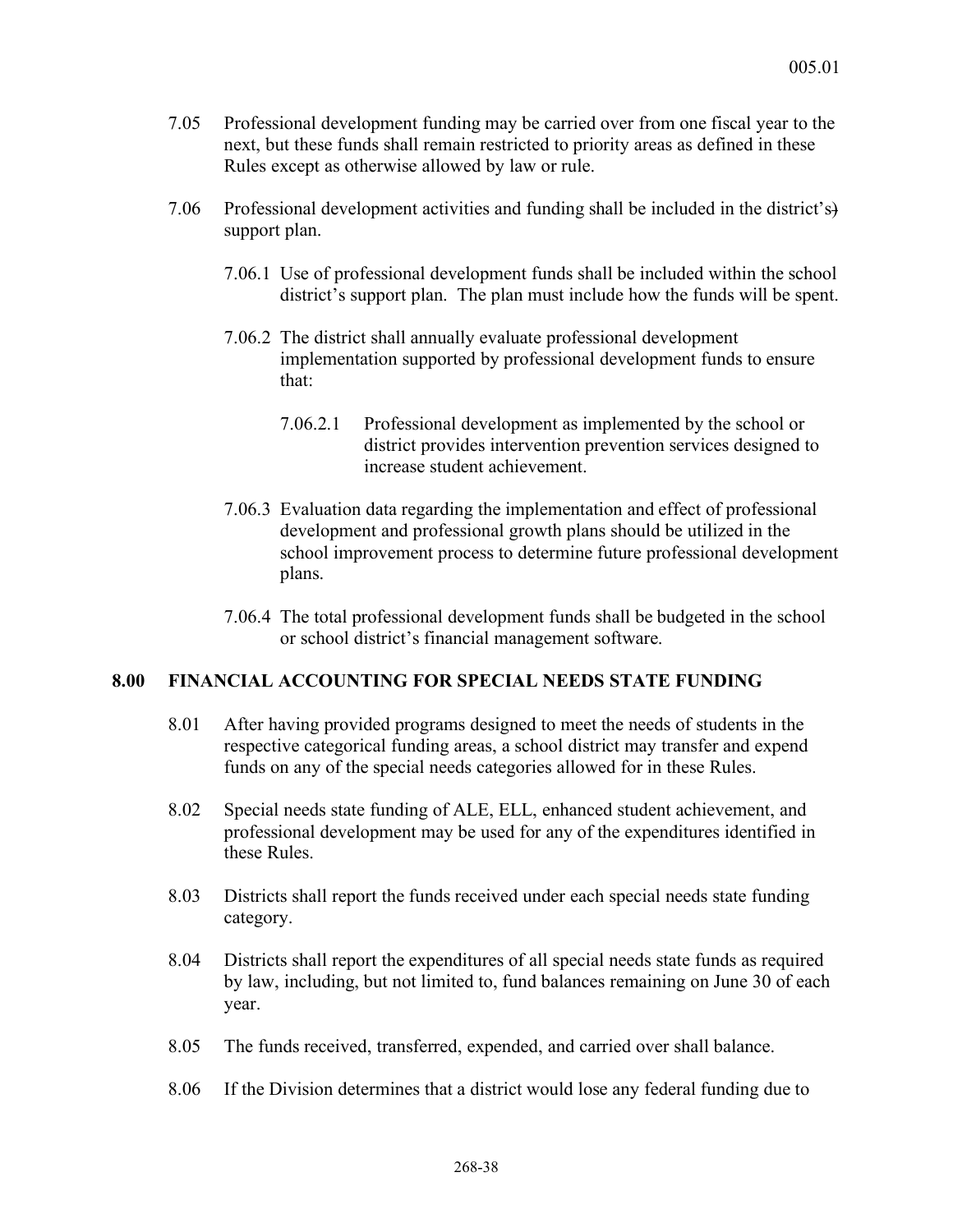7.05 Professional development funding may be carried over from one fiscal year to the next, but these funds shall remain restricted to priority areas as defined in these Rules except as otherwise allowed by law or rule.

7.06 Professional development activities and funding shall be included in the district's) support plan.

7.06.1 Use of professional development funds shall be included within the school district's support plan. The plan must include how the funds will be spent.

7.06.2 The district shall annually evaluate professional development implementation supported by professional development funds to ensure that:

7.06.2.1 Professional development as implemented by the school or district provides intervention prevention services designed to increase student achievement.

7.06.3 Evaluation data regarding the implementation and effect of professional development and professional growth plans should be utilized in the school improvement process to determine future professional development plans.

7.06.4 The total professional development funds shall be budgeted in the school or school district's financial management software.

## 8.00 FINANCIAL ACCOUNTING FOR SPECIAL NEEDS STATE FUNDING

8.01 After having provided programs designed to meet the needs of students in the respective categorical funding areas, a school district may transfer and expend funds on any of the special needs categories allowed for in these Rules.

8.02 Special needs state funding of ALE, ELL, enhanced student achievement, and professional development may be used for any of the expenditures identified in these Rules.

8.03 Districts shall report the funds received under each special needs state funding category.

8.04 Districts shall report the expenditures of all special needs state funds as required by law, including, but not limited to, fund balances remaining on June 30 of each year.

8.05 The funds received, transferred, expended, and carried over shall balance.

8.06 If the Division determines that a district would lose any federal funding due to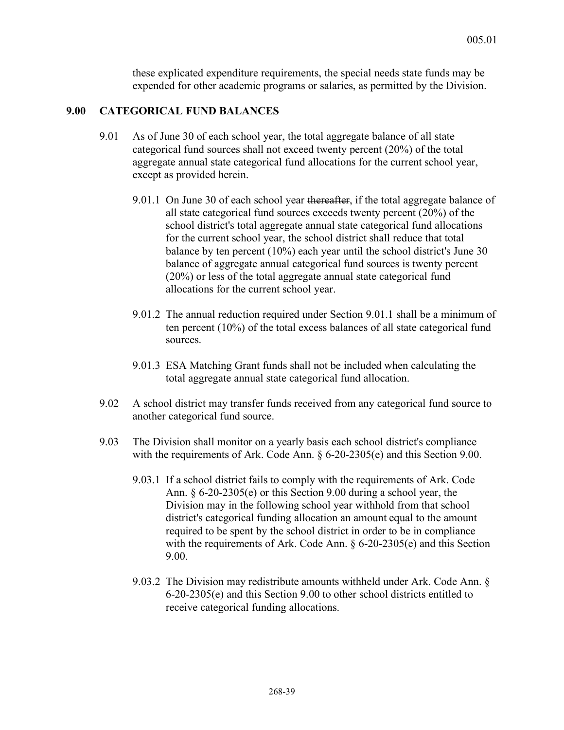these explicated expenditure requirements, the special needs state funds may be expended for other academic programs or salaries, as permitted by the Division.

## 9.00 CATEGORICAL FUND BALANCES

9.01 As of June 30 of each school year, the total aggregate balance of all state categorical fund sources shall not exceed twenty percent (20%) of the total aggregate annual state categorical fund allocations for the current school year, except as provided herein.

9.01.1 On June 30 of each school year ~~thereafter~~, if the total aggregate balance of all state categorical fund sources exceeds twenty percent (20%) of the school district's total aggregate annual state categorical fund allocations for the current school year, the school district shall reduce that total balance by ten percent (10%) each year until the school district's June 30 balance of aggregate annual categorical fund sources is twenty percent (20%) or less of the total aggregate annual state categorical fund allocations for the current school year.

9.01.2 The annual reduction required under Section 9.01.1 shall be a minimum of ten percent (10%) of the total excess balances of all state categorical fund sources.

9.01.3 ESA Matching Grant funds shall not be included when calculating the total aggregate annual state categorical fund allocation.

9.02 A school district may transfer funds received from any categorical fund source to another categorical fund source.

9.03 The Division shall monitor on a yearly basis each school district's compliance with the requirements of Ark. Code Ann. § 6-20-2305(e) and this Section 9.00.

9.03.1 If a school district fails to comply with the requirements of Ark. Code Ann. § 6-20-2305(e) or this Section 9.00 during a school year, the Division may in the following school year withhold from that school district's categorical funding allocation an amount equal to the amount required to be spent by the school district in order to be in compliance with the requirements of Ark. Code Ann. § 6-20-2305(e) and this Section 9.00.

9.03.2 The Division may redistribute amounts withheld under Ark. Code Ann. § 6-20-2305(e) and this Section 9.00 to other school districts entitled to receive categorical funding allocations.